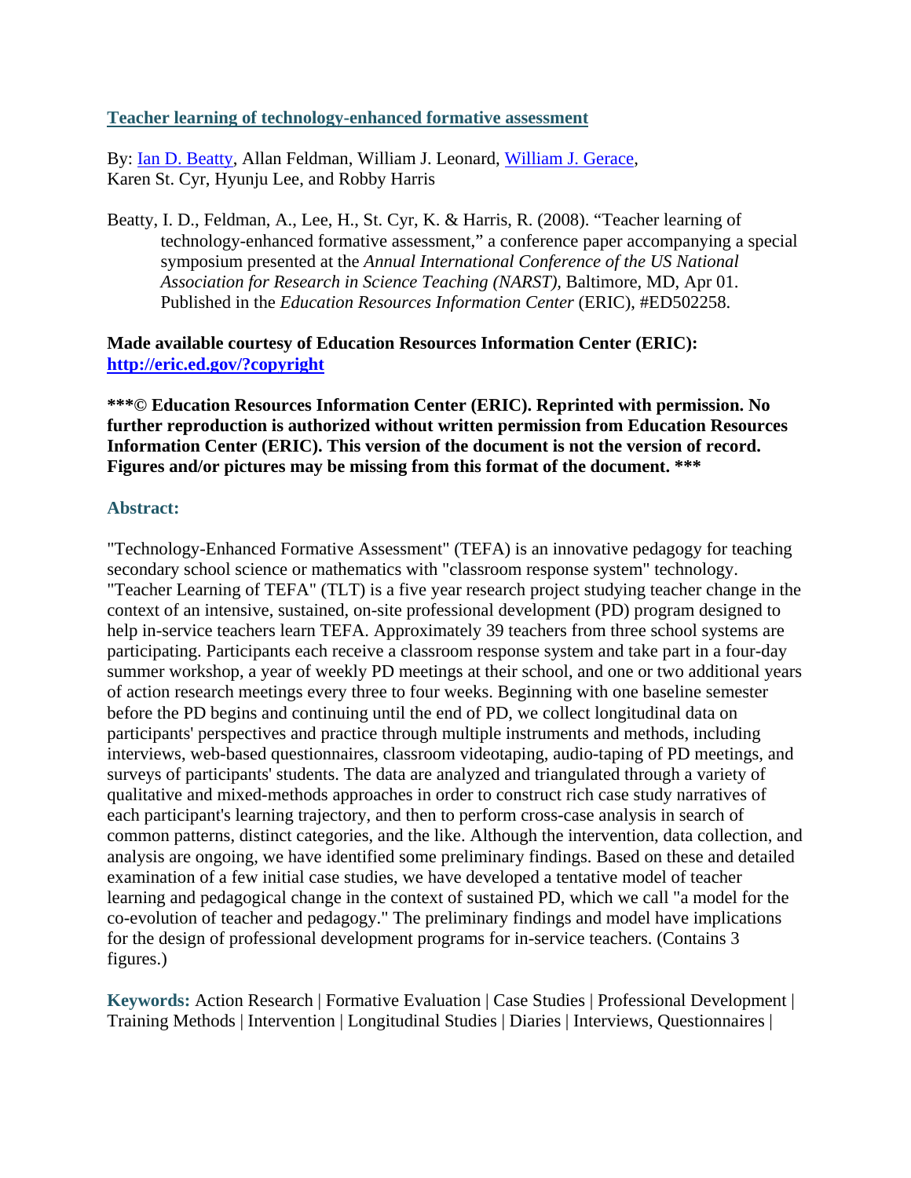## [Teacher learning of technology-enhanced formative assessment]

By: [Ian D. Beatty], Allan Feldman, William J. Leonard, [William J. Gerace], Karen St. Cyr, Hyunju Lee, and Robby Harris

Beatty, I. D., Feldman, A., Lee, H., St. Cyr, K. & Harris, R. (2008). "Teacher learning of technology-enhanced formative assessment," a conference paper accompanying a special symposium presented at the *Annual International Conference of the US National Association for Research in Science Teaching (NARST)*, Baltimore, MD, Apr 01. Published in the *Education Resources Information Center* (ERIC), #ED502258.

**Made available courtesy of Education Resources Information Center (ERIC): [http://eric.ed.gov/?copyright](http://eric.ed.gov/?copyright)**

**\*\*\*© Education Resources Information Center (ERIC). Reprinted with permission. No further reproduction is authorized without written permission from Education Resources Information Center (ERIC). This version of the document is not the version of record. Figures and/or pictures may be missing from this format of the document. \*\*\***

### Abstract:

"Technology-Enhanced Formative Assessment" (TEFA) is an innovative pedagogy for teaching secondary school science or mathematics with "classroom response system" technology. "Teacher Learning of TEFA" (TLT) is a five year research project studying teacher change in the context of an intensive, sustained, on-site professional development (PD) program designed to help in-service teachers learn TEFA. Approximately 39 teachers from three school systems are participating. Participants each receive a classroom response system and take part in a four-day summer workshop, a year of weekly PD meetings at their school, and one or two additional years of action research meetings every three to four weeks. Beginning with one baseline semester before the PD begins and continuing until the end of PD, we collect longitudinal data on participants' perspectives and practice through multiple instruments and methods, including interviews, web-based questionnaires, classroom videotaping, audio-taping of PD meetings, and surveys of participants' students. The data are analyzed and triangulated through a variety of qualitative and mixed-methods approaches in order to construct rich case study narratives of each participant's learning trajectory, and then to perform cross-case analysis in search of common patterns, distinct categories, and the like. Although the intervention, data collection, and analysis are ongoing, we have identified some preliminary findings. Based on these and detailed examination of a few initial case studies, we have developed a tentative model of teacher learning and pedagogical change in the context of sustained PD, which we call "a model for the co-evolution of teacher and pedagogy." The preliminary findings and model have implications for the design of professional development programs for in-service teachers. (Contains 3 figures.)

**Keywords:** Action Research | Formative Evaluation | Case Studies | Professional Development | Training Methods | Intervention | Longitudinal Studies | Diaries | Interviews, Questionnaires |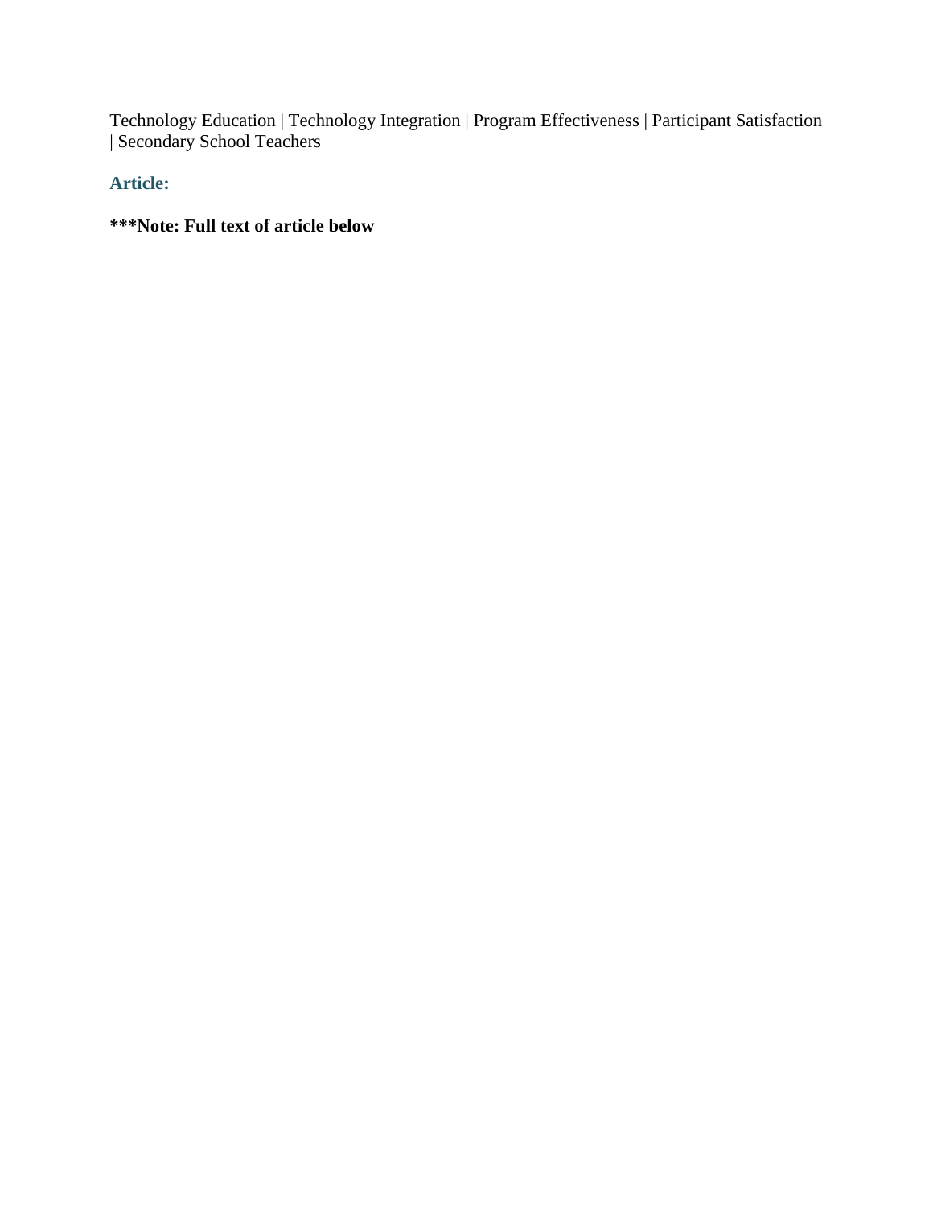Technology Education | Technology Integration | Program Effectiveness | Participant Satisfaction | Secondary School Teachers

## Article:

**\*\*\*Note: Full text of article below**

Technology Education | Technology Integration | Program Effectiveness | Participant Satisfaction | Secondary School Teachers

## Article:

**\***Note: Full text of article below**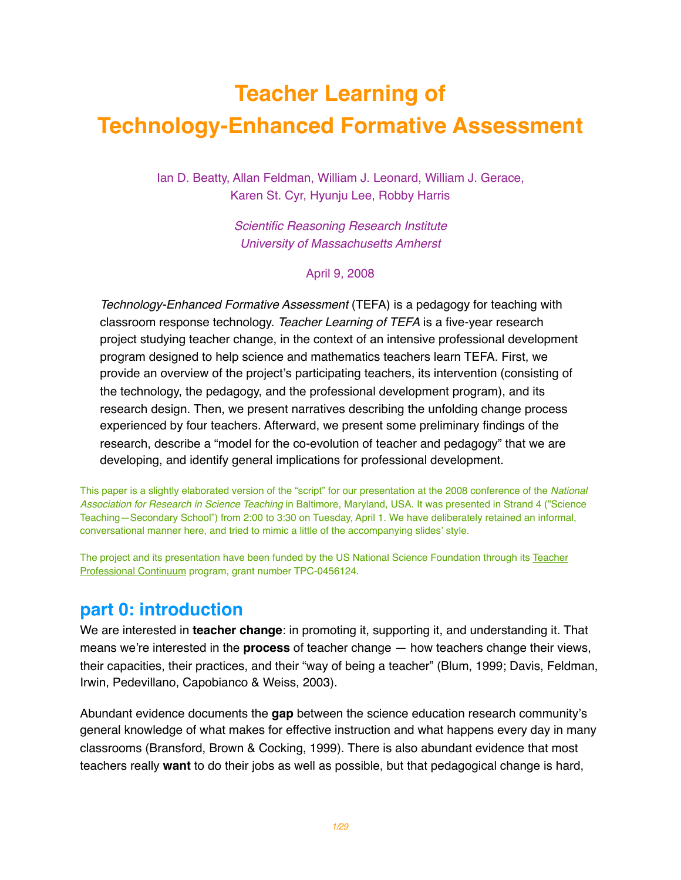# Teacher Learning of Technology-Enhanced Formative Assessment

Ian D. Beatty, Allan Feldman, William J. Leonard, William J. Gerace, Karen St. Cyr, Hyunju Lee, Robby Harris

*Scientific Reasoning Research Institute*
*University of Massachusetts Amherst*

April 9, 2008

*Technology-Enhanced Formative Assessment* (TEFA) is a pedagogy for teaching with classroom response technology. *Teacher Learning of TEFA* is a five-year research project studying teacher change, in the context of an intensive professional development program designed to help science and mathematics teachers learn TEFA. First, we provide an overview of the project's participating teachers, its intervention (consisting of the technology, the pedagogy, and the professional development program), and its research design. Then, we present narratives describing the unfolding change process experienced by four teachers. Afterward, we present some preliminary findings of the research, describe a "model for the co-evolution of teacher and pedagogy" that we are developing, and identify general implications for professional development.

This paper is a slightly elaborated version of the "script" for our presentation at the 2008 conference of the *National Association for Research in Science Teaching* in Baltimore, Maryland, USA. It was presented in Strand 4 ("Science Teaching—Secondary School") from 2:00 to 3:30 on Tuesday, April 1. We have deliberately retained an informal, conversational manner here, and tried to mimic a little of the accompanying slides' style.

The project and its presentation have been funded by the US National Science Foundation through its Teacher Professional Continuum program, grant number TPC-0456124.

## part 0: introduction

We are interested in **teacher change**: in promoting it, supporting it, and understanding it. That means we're interested in the **process** of teacher change — how teachers change their views, their capacities, their practices, and their "way of being a teacher" (Blum, 1999; Davis, Feldman, Irwin, Pedevillano, Capobianco & Weiss, 2003).

Abundant evidence documents the **gap** between the science education research community's general knowledge of what makes for effective instruction and what happens every day in many classrooms (Bransford, Brown & Cocking, 1999). There is also abundant evidence that most teachers really **want** to do their jobs as well as possible, but that pedagogical change is hard,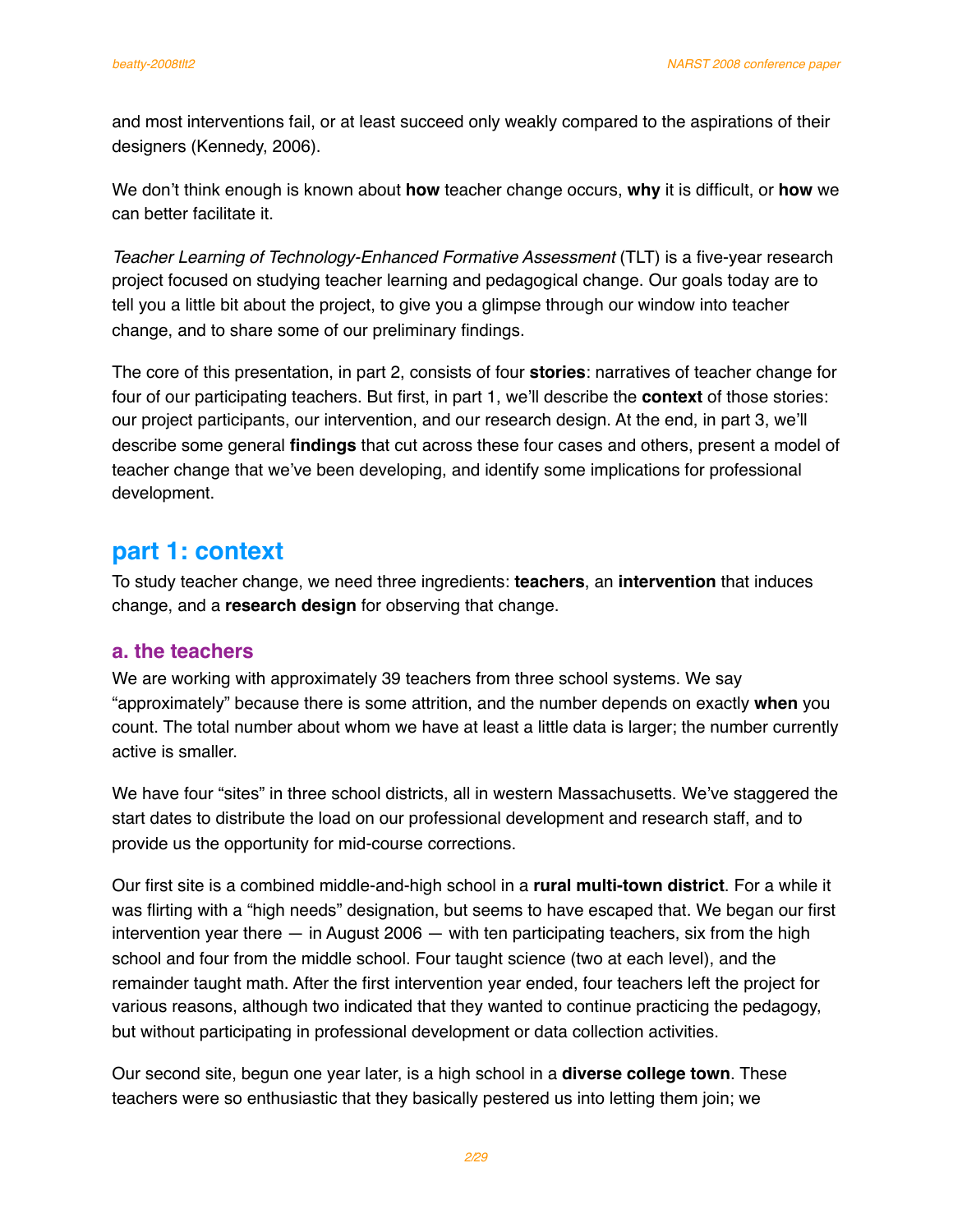and most interventions fail, or at least succeed only weakly compared to the aspirations of their designers (Kennedy, 2006).

We don't think enough is known about **how** teacher change occurs, **why** it is difficult, or **how** we can better facilitate it.

*Teacher Learning of Technology-Enhanced Formative Assessment* (TLT) is a five-year research project focused on studying teacher learning and pedagogical change. Our goals today are to tell you a little bit about the project, to give you a glimpse through our window into teacher change, and to share some of our preliminary findings.

The core of this presentation, in part 2, consists of four **stories**: narratives of teacher change for four of our participating teachers. But first, in part 1, we'll describe the **context** of those stories: our project participants, our intervention, and our research design. At the end, in part 3, we'll describe some general **findings** that cut across these four cases and others, present a model of teacher change that we've been developing, and identify some implications for professional development.

## part 1: context

To study teacher change, we need three ingredients: **teachers**, an **intervention** that induces change, and a **research design** for observing that change.

### a. the teachers

We are working with approximately 39 teachers from three school systems. We say "approximately" because there is some attrition, and the number depends on exactly **when** you count. The total number about whom we have at least a little data is larger; the number currently active is smaller.

We have four "sites" in three school districts, all in western Massachusetts. We've staggered the start dates to distribute the load on our professional development and research staff, and to provide us the opportunity for mid-course corrections.

Our first site is a combined middle-and-high school in a **rural multi-town district**. For a while it was flirting with a "high needs" designation, but seems to have escaped that. We began our first intervention year there — in August 2006 — with ten participating teachers, six from the high school and four from the middle school. Four taught science (two at each level), and the remainder taught math. After the first intervention year ended, four teachers left the project for various reasons, although two indicated that they wanted to continue practicing the pedagogy, but without participating in professional development or data collection activities.

Our second site, begun one year later, is a high school in a **diverse college town**. These teachers were so enthusiastic that they basically pestered us into letting them join; we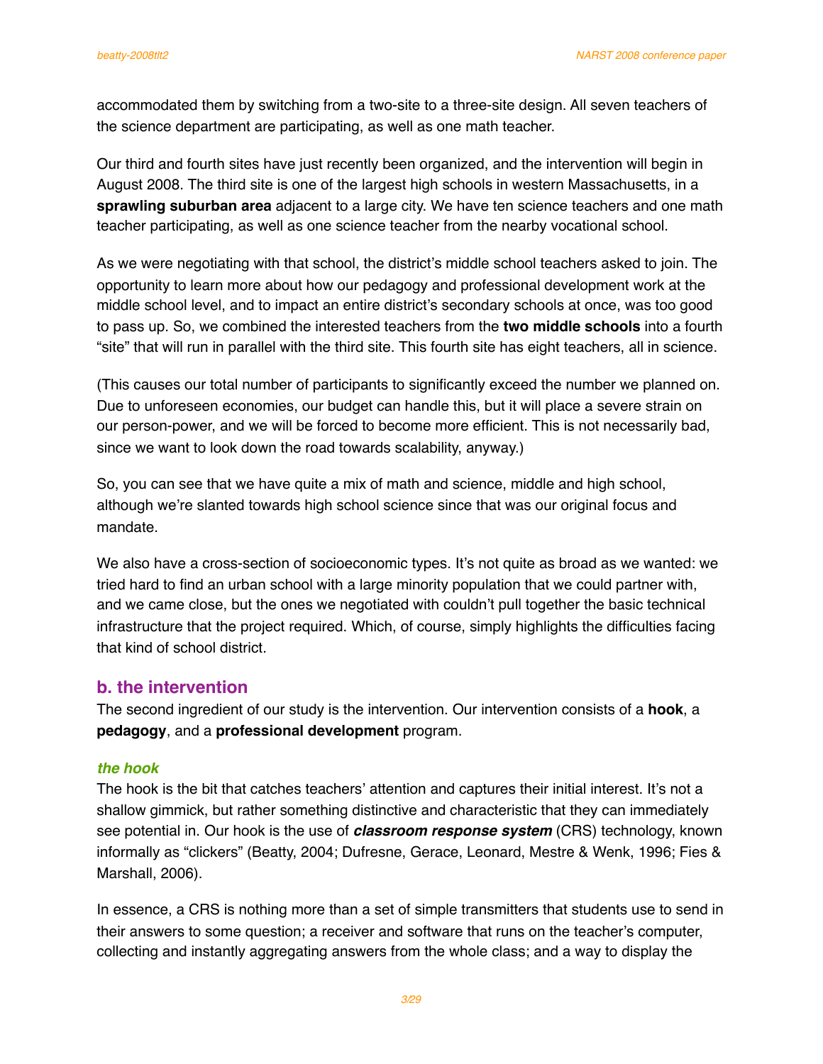accommodated them by switching from a two-site to a three-site design. All seven teachers of the science department are participating, as well as one math teacher.

Our third and fourth sites have just recently been organized, and the intervention will begin in August 2008. The third site is one of the largest high schools in western Massachusetts, in a **sprawling suburban area** adjacent to a large city. We have ten science teachers and one math teacher participating, as well as one science teacher from the nearby vocational school.

As we were negotiating with that school, the district's middle school teachers asked to join. The opportunity to learn more about how our pedagogy and professional development work at the middle school level, and to impact an entire district's secondary schools at once, was too good to pass up. So, we combined the interested teachers from the **two middle schools** into a fourth "site" that will run in parallel with the third site. This fourth site has eight teachers, all in science.

(This causes our total number of participants to significantly exceed the number we planned on. Due to unforeseen economies, our budget can handle this, but it will place a severe strain on our person-power, and we will be forced to become more efficient. This is not necessarily bad, since we want to look down the road towards scalability, anyway.)

So, you can see that we have quite a mix of math and science, middle and high school, although we're slanted towards high school science since that was our original focus and mandate.

We also have a cross-section of socioeconomic types. It's not quite as broad as we wanted: we tried hard to find an urban school with a large minority population that we could partner with, and we came close, but the ones we negotiated with couldn't pull together the basic technical infrastructure that the project required. Which, of course, simply highlights the difficulties facing that kind of school district.

## b. the intervention

The second ingredient of our study is the intervention. Our intervention consists of a **hook**, a **pedagogy**, and a **professional development** program.

### *the hook*

The hook is the bit that catches teachers' attention and captures their initial interest. It's not a shallow gimmick, but rather something distinctive and characteristic that they can immediately see potential in. Our hook is the use of ***classroom response system*** (CRS) technology, known informally as "clickers" (Beatty, 2004; Dufresne, Gerace, Leonard, Mestre & Wenk, 1996; Fies & Marshall, 2006).

In essence, a CRS is nothing more than a set of simple transmitters that students use to send in their answers to some question; a receiver and software that runs on the teacher's computer, collecting and instantly aggregating answers from the whole class; and a way to display the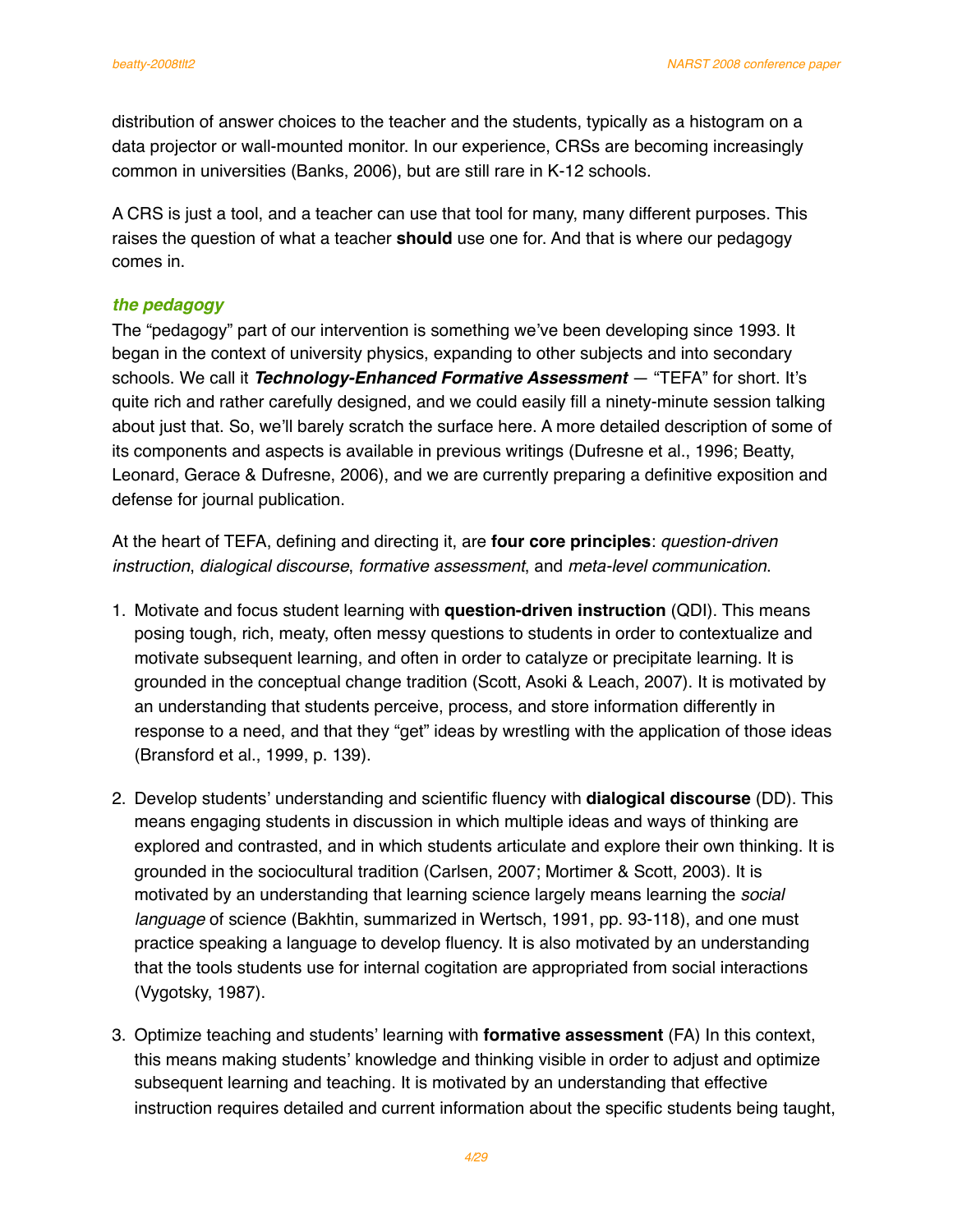distribution of answer choices to the teacher and the students, typically as a histogram on a data projector or wall-mounted monitor. In our experience, CRSs are becoming increasingly common in universities (Banks, 2006), but are still rare in K-12 schools.

A CRS is just a tool, and a teacher can use that tool for many, many different purposes. This raises the question of what a teacher **should** use one for. And that is where our pedagogy comes in.

### *the pedagogy*

The "pedagogy" part of our intervention is something we've been developing since 1993. It began in the context of university physics, expanding to other subjects and into secondary schools. We call it ***Technology-Enhanced Formative Assessment*** — "TEFA" for short. It's quite rich and rather carefully designed, and we could easily fill a ninety-minute session talking about just that. So, we'll barely scratch the surface here. A more detailed description of some of its components and aspects is available in previous writings (Dufresne et al., 1996; Beatty, Leonard, Gerace & Dufresne, 2006), and we are currently preparing a definitive exposition and defense for journal publication.

At the heart of TEFA, defining and directing it, are **four core principles**: *question-driven instruction*, *dialogical discourse*, *formative assessment*, and *meta-level communication*.

1. Motivate and focus student learning with **question-driven instruction** (QDI). This means posing tough, rich, meaty, often messy questions to students in order to contextualize and motivate subsequent learning, and often in order to catalyze or precipitate learning. It is grounded in the conceptual change tradition (Scott, Asoki & Leach, 2007). It is motivated by an understanding that students perceive, process, and store information differently in response to a need, and that they "get" ideas by wrestling with the application of those ideas (Bransford et al., 1999, p. 139).

2. Develop students' understanding and scientific fluency with **dialogical discourse** (DD). This means engaging students in discussion in which multiple ideas and ways of thinking are explored and contrasted, and in which students articulate and explore their own thinking. It is grounded in the sociocultural tradition (Carlsen, 2007; Mortimer & Scott, 2003). It is motivated by an understanding that learning science largely means learning the *social language* of science (Bakhtin, summarized in Wertsch, 1991, pp. 93-118), and one must practice speaking a language to develop fluency. It is also motivated by an understanding that the tools students use for internal cogitation are appropriated from social interactions (Vygotsky, 1987).

3. Optimize teaching and students' learning with **formative assessment** (FA) In this context, this means making students' knowledge and thinking visible in order to adjust and optimize subsequent learning and teaching. It is motivated by an understanding that effective instruction requires detailed and current information about the specific students being taught,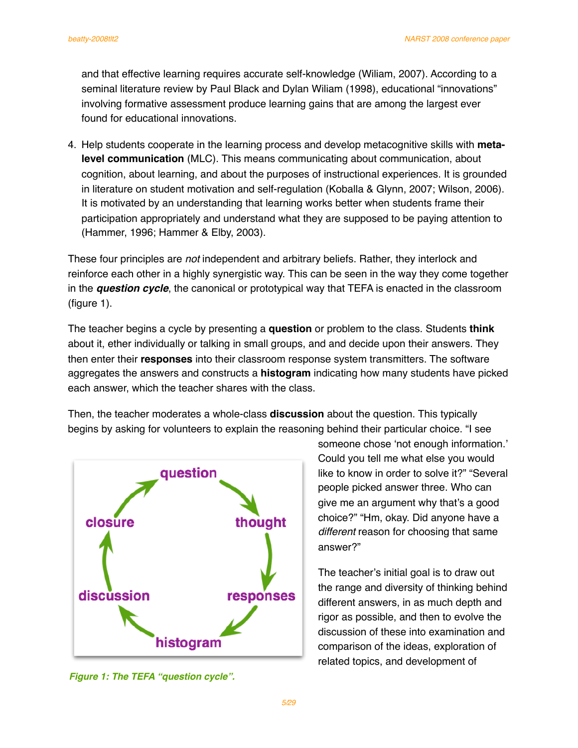and that effective learning requires accurate self-knowledge (Wiliam, 2007). According to a seminal literature review by Paul Black and Dylan Wiliam (1998), educational "innovations" involving formative assessment produce learning gains that are among the largest ever found for educational innovations.

4. Help students cooperate in the learning process and develop metacognitive skills with **meta-level communication** (MLC). This means communicating about communication, about cognition, about learning, and about the purposes of instructional experiences. It is grounded in literature on student motivation and self-regulation (Koballa & Glynn, 2007; Wilson, 2006). It is motivated by an understanding that learning works better when students frame their participation appropriately and understand what they are supposed to be paying attention to (Hammer, 1996; Hammer & Elby, 2003).

These four principles are *not* independent and arbitrary beliefs. Rather, they interlock and reinforce each other in a highly synergistic way. This can be seen in the way they come together in the ***question cycle***, the canonical or prototypical way that TEFA is enacted in the classroom (figure 1).

The teacher begins a cycle by presenting a **question** or problem to the class. Students **think** about it, ether individually or talking in small groups, and and decide upon their answers. They then enter their **responses** into their classroom response system transmitters. The software aggregates the answers and constructs a **histogram** indicating how many students have picked each answer, which the teacher shares with the class.

Then, the teacher moderates a whole-class **discussion** about the question. This typically begins by asking for volunteers to explain the reasoning behind their particular choice. "I see someone chose 'not enough information.' Could you tell me what else you would like to know in order to solve it?" "Several people picked answer three. Who can give me an argument why that's a good choice?" "Hm, okay. Did anyone have a *different* reason for choosing that same answer?"

question → thought → responses → histogram → discussion → closure → question

*Figure 1: The TEFA "question cycle".*

The teacher's initial goal is to draw out the range and diversity of thinking behind different answers, in as much depth and rigor as possible, and then to evolve the discussion of these into examination and comparison of the ideas, exploration of related topics, and development of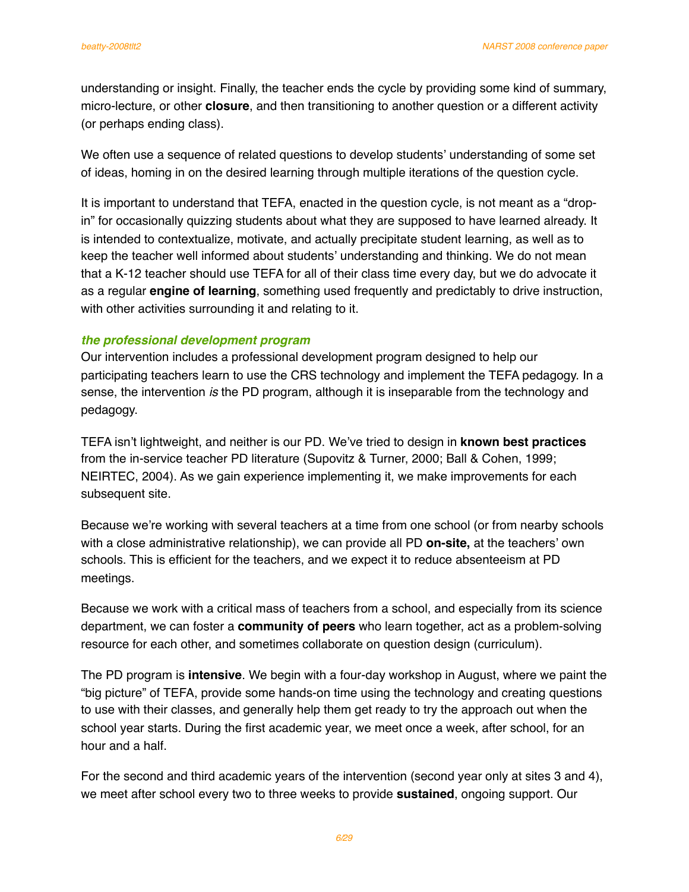understanding or insight. Finally, the teacher ends the cycle by providing some kind of summary, micro-lecture, or other **closure**, and then transitioning to another question or a different activity (or perhaps ending class).

We often use a sequence of related questions to develop students' understanding of some set of ideas, homing in on the desired learning through multiple iterations of the question cycle.

It is important to understand that TEFA, enacted in the question cycle, is not meant as a "drop-in" for occasionally quizzing students about what they are supposed to have learned already. It is intended to contextualize, motivate, and actually precipitate student learning, as well as to keep the teacher well informed about students' understanding and thinking. We do not mean that a K-12 teacher should use TEFA for all of their class time every day, but we do advocate it as a regular **engine of learning**, something used frequently and predictably to drive instruction, with other activities surrounding it and relating to it.

### *the professional development program*

Our intervention includes a professional development program designed to help our participating teachers learn to use the CRS technology and implement the TEFA pedagogy. In a sense, the intervention *is* the PD program, although it is inseparable from the technology and pedagogy.

TEFA isn't lightweight, and neither is our PD. We've tried to design in **known best practices** from the in-service teacher PD literature (Supovitz & Turner, 2000; Ball & Cohen, 1999; NEIRTEC, 2004). As we gain experience implementing it, we make improvements for each subsequent site.

Because we're working with several teachers at a time from one school (or from nearby schools with a close administrative relationship), we can provide all PD **on-site,** at the teachers' own schools. This is efficient for the teachers, and we expect it to reduce absenteeism at PD meetings.

Because we work with a critical mass of teachers from a school, and especially from its science department, we can foster a **community of peers** who learn together, act as a problem-solving resource for each other, and sometimes collaborate on question design (curriculum).

The PD program is **intensive**. We begin with a four-day workshop in August, where we paint the "big picture" of TEFA, provide some hands-on time using the technology and creating questions to use with their classes, and generally help them get ready to try the approach out when the school year starts. During the first academic year, we meet once a week, after school, for an hour and a half.

For the second and third academic years of the intervention (second year only at sites 3 and 4), we meet after school every two to three weeks to provide **sustained**, ongoing support. Our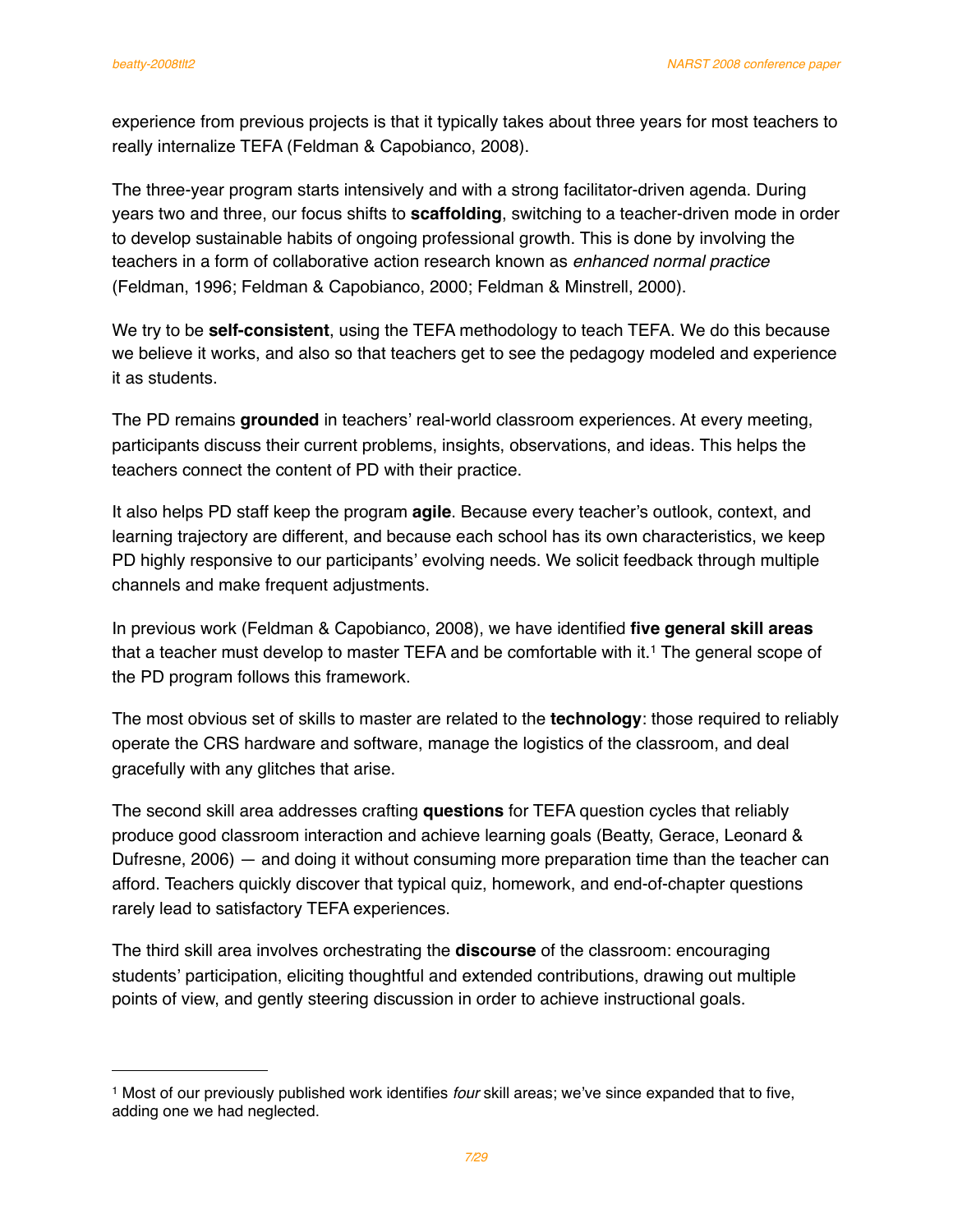experience from previous projects is that it typically takes about three years for most teachers to really internalize TEFA (Feldman & Capobianco, 2008).

The three-year program starts intensively and with a strong facilitator-driven agenda. During years two and three, our focus shifts to **scaffolding**, switching to a teacher-driven mode in order to develop sustainable habits of ongoing professional growth. This is done by involving the teachers in a form of collaborative action research known as *enhanced normal practice* (Feldman, 1996; Feldman & Capobianco, 2000; Feldman & Minstrell, 2000).

We try to be **self-consistent**, using the TEFA methodology to teach TEFA. We do this because we believe it works, and also so that teachers get to see the pedagogy modeled and experience it as students.

The PD remains **grounded** in teachers' real-world classroom experiences. At every meeting, participants discuss their current problems, insights, observations, and ideas. This helps the teachers connect the content of PD with their practice.

It also helps PD staff keep the program **agile**. Because every teacher's outlook, context, and learning trajectory are different, and because each school has its own characteristics, we keep PD highly responsive to our participants' evolving needs. We solicit feedback through multiple channels and make frequent adjustments.

In previous work (Feldman & Capobianco, 2008), we have identified **five general skill areas** that a teacher must develop to master TEFA and be comfortable with it.[1] The general scope of the PD program follows this framework.

The most obvious set of skills to master are related to the **technology**: those required to reliably operate the CRS hardware and software, manage the logistics of the classroom, and deal gracefully with any glitches that arise.

The second skill area addresses crafting **questions** for TEFA question cycles that reliably produce good classroom interaction and achieve learning goals (Beatty, Gerace, Leonard & Dufresne, 2006) — and doing it without consuming more preparation time than the teacher can afford. Teachers quickly discover that typical quiz, homework, and end-of-chapter questions rarely lead to satisfactory TEFA experiences.

The third skill area involves orchestrating the **discourse** of the classroom: encouraging students' participation, eliciting thoughtful and extended contributions, drawing out multiple points of view, and gently steering discussion in order to achieve instructional goals.

---

[1] Most of our previously published work identifies *four* skill areas; we've since expanded that to five, adding one we had neglected.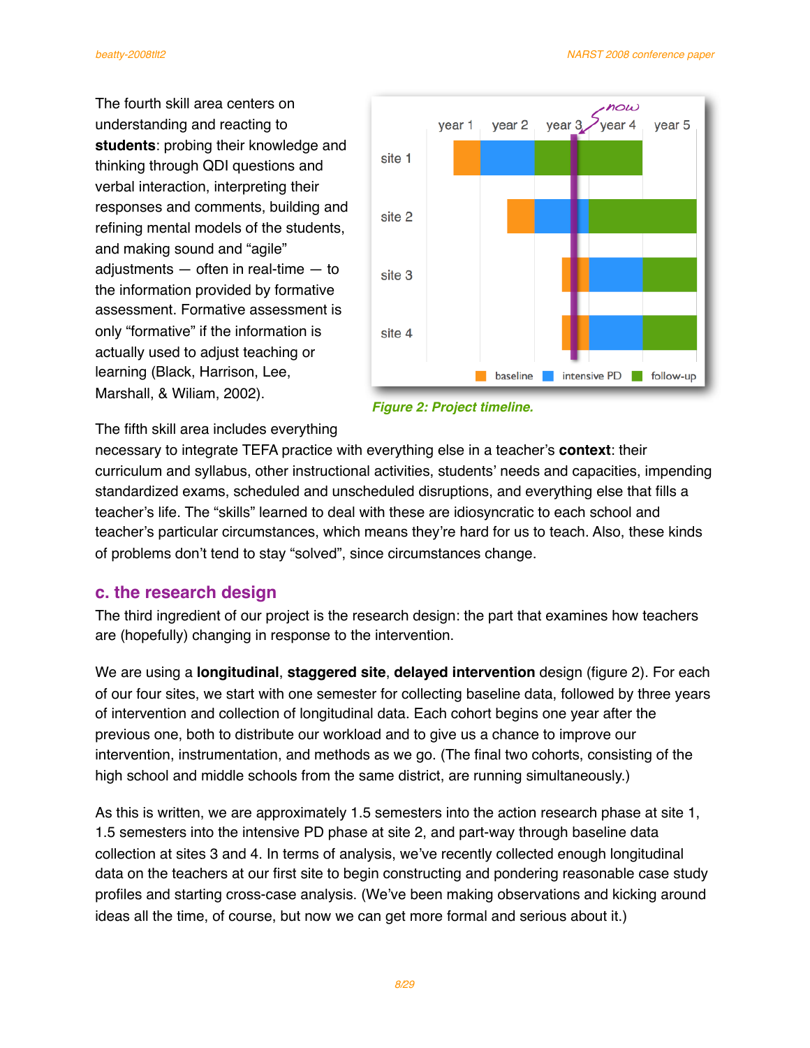The fourth skill area centers on understanding and reacting to **students**: probing their knowledge and thinking through QDI questions and verbal interaction, interpreting their responses and comments, building and refining mental models of the students, and making sound and "agile" adjustments — often in real-time — to the information provided by formative assessment. Formative assessment is only "formative" if the information is actually used to adjust teaching or learning (Black, Harrison, Lee, Marshall, & Wiliam, 2002).

*Figure 2: Project timeline.*

The fifth skill area includes everything necessary to integrate TEFA practice with everything else in a teacher's **context**: their curriculum and syllabus, other instructional activities, students' needs and capacities, impending standardized exams, scheduled and unscheduled disruptions, and everything else that fills a teacher's life. The "skills" learned to deal with these are idiosyncratic to each school and teacher's particular circumstances, which means they're hard for us to teach. Also, these kinds of problems don't tend to stay "solved", since circumstances change.

## c. the research design

The third ingredient of our project is the research design: the part that examines how teachers are (hopefully) changing in response to the intervention.

We are using a **longitudinal**, **staggered site**, **delayed intervention** design (figure 2). For each of our four sites, we start with one semester for collecting baseline data, followed by three years of intervention and collection of longitudinal data. Each cohort begins one year after the previous one, both to distribute our workload and to give us a chance to improve our intervention, instrumentation, and methods as we go. (The final two cohorts, consisting of the high school and middle schools from the same district, are running simultaneously.)

As this is written, we are approximately 1.5 semesters into the action research phase at site 1, 1.5 semesters into the intensive PD phase at site 2, and part-way through baseline data collection at sites 3 and 4. In terms of analysis, we've recently collected enough longitudinal data on the teachers at our first site to begin constructing and pondering reasonable case study profiles and starting cross-case analysis. (We've been making observations and kicking around ideas all the time, of course, but now we can get more formal and serious about it.)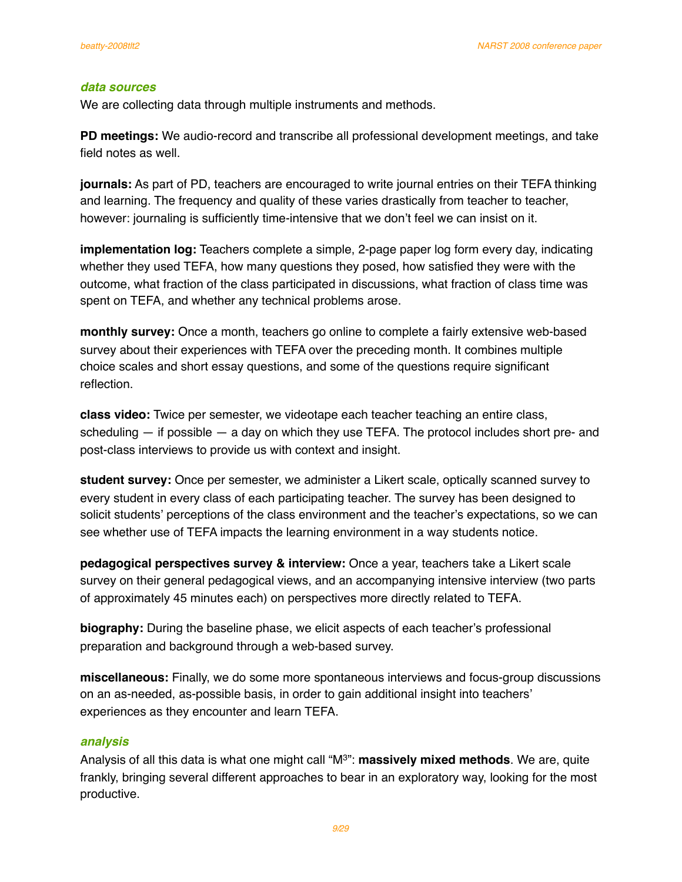### *data sources*

We are collecting data through multiple instruments and methods.

**PD meetings:** We audio-record and transcribe all professional development meetings, and take field notes as well.

**journals:** As part of PD, teachers are encouraged to write journal entries on their TEFA thinking and learning. The frequency and quality of these varies drastically from teacher to teacher, however: journaling is sufficiently time-intensive that we don't feel we can insist on it.

**implementation log:** Teachers complete a simple, 2-page paper log form every day, indicating whether they used TEFA, how many questions they posed, how satisfied they were with the outcome, what fraction of the class participated in discussions, what fraction of class time was spent on TEFA, and whether any technical problems arose.

**monthly survey:** Once a month, teachers go online to complete a fairly extensive web-based survey about their experiences with TEFA over the preceding month. It combines multiple choice scales and short essay questions, and some of the questions require significant reflection.

**class video:** Twice per semester, we videotape each teacher teaching an entire class, scheduling — if possible — a day on which they use TEFA. The protocol includes short pre- and post-class interviews to provide us with context and insight.

**student survey:** Once per semester, we administer a Likert scale, optically scanned survey to every student in every class of each participating teacher. The survey has been designed to solicit students' perceptions of the class environment and the teacher's expectations, so we can see whether use of TEFA impacts the learning environment in a way students notice.

**pedagogical perspectives survey & interview:** Once a year, teachers take a Likert scale survey on their general pedagogical views, and an accompanying intensive interview (two parts of approximately 45 minutes each) on perspectives more directly related to TEFA.

**biography:** During the baseline phase, we elicit aspects of each teacher's professional preparation and background through a web-based survey.

**miscellaneous:** Finally, we do some more spontaneous interviews and focus-group discussions on an as-needed, as-possible basis, in order to gain additional insight into teachers' experiences as they encounter and learn TEFA.

### *analysis*

Analysis of all this data is what one might call "$M^3$": **massively mixed methods**. We are, quite frankly, bringing several different approaches to bear in an exploratory way, looking for the most productive.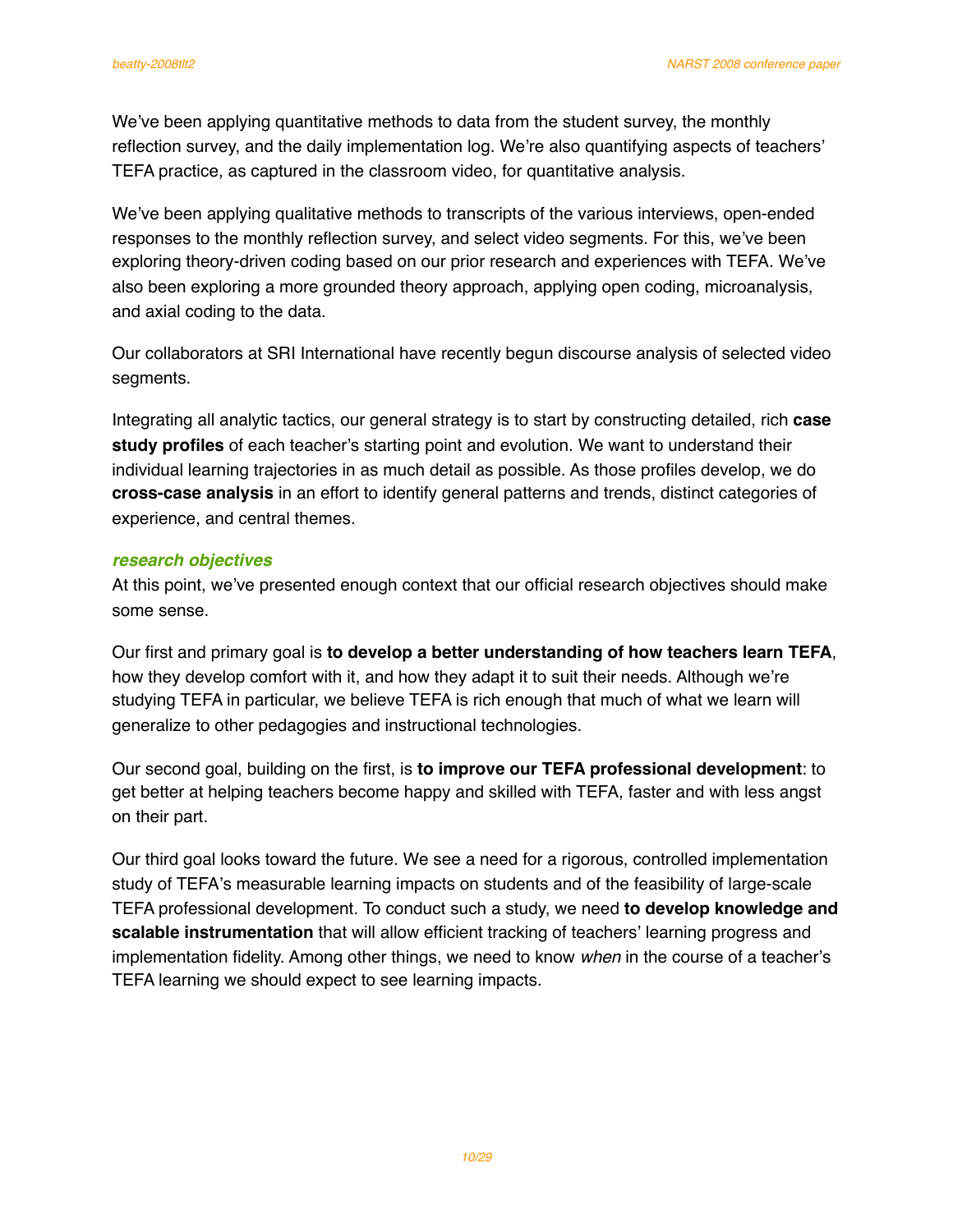We've been applying quantitative methods to data from the student survey, the monthly reflection survey, and the daily implementation log. We're also quantifying aspects of teachers' TEFA practice, as captured in the classroom video, for quantitative analysis.

We've been applying qualitative methods to transcripts of the various interviews, open-ended responses to the monthly reflection survey, and select video segments. For this, we've been exploring theory-driven coding based on our prior research and experiences with TEFA. We've also been exploring a more grounded theory approach, applying open coding, microanalysis, and axial coding to the data.

Our collaborators at SRI International have recently begun discourse analysis of selected video segments.

Integrating all analytic tactics, our general strategy is to start by constructing detailed, rich **case study profiles** of each teacher's starting point and evolution. We want to understand their individual learning trajectories in as much detail as possible. As those profiles develop, we do **cross-case analysis** in an effort to identify general patterns and trends, distinct categories of experience, and central themes.

### *research objectives*

At this point, we've presented enough context that our official research objectives should make some sense.

Our first and primary goal is **to develop a better understanding of how teachers learn TEFA**, how they develop comfort with it, and how they adapt it to suit their needs. Although we're studying TEFA in particular, we believe TEFA is rich enough that much of what we learn will generalize to other pedagogies and instructional technologies.

Our second goal, building on the first, is **to improve our TEFA professional development**: to get better at helping teachers become happy and skilled with TEFA, faster and with less angst on their part.

Our third goal looks toward the future. We see a need for a rigorous, controlled implementation study of TEFA's measurable learning impacts on students and of the feasibility of large-scale TEFA professional development. To conduct such a study, we need **to develop knowledge and scalable instrumentation** that will allow efficient tracking of teachers' learning progress and implementation fidelity. Among other things, we need to know *when* in the course of a teacher's TEFA learning we should expect to see learning impacts.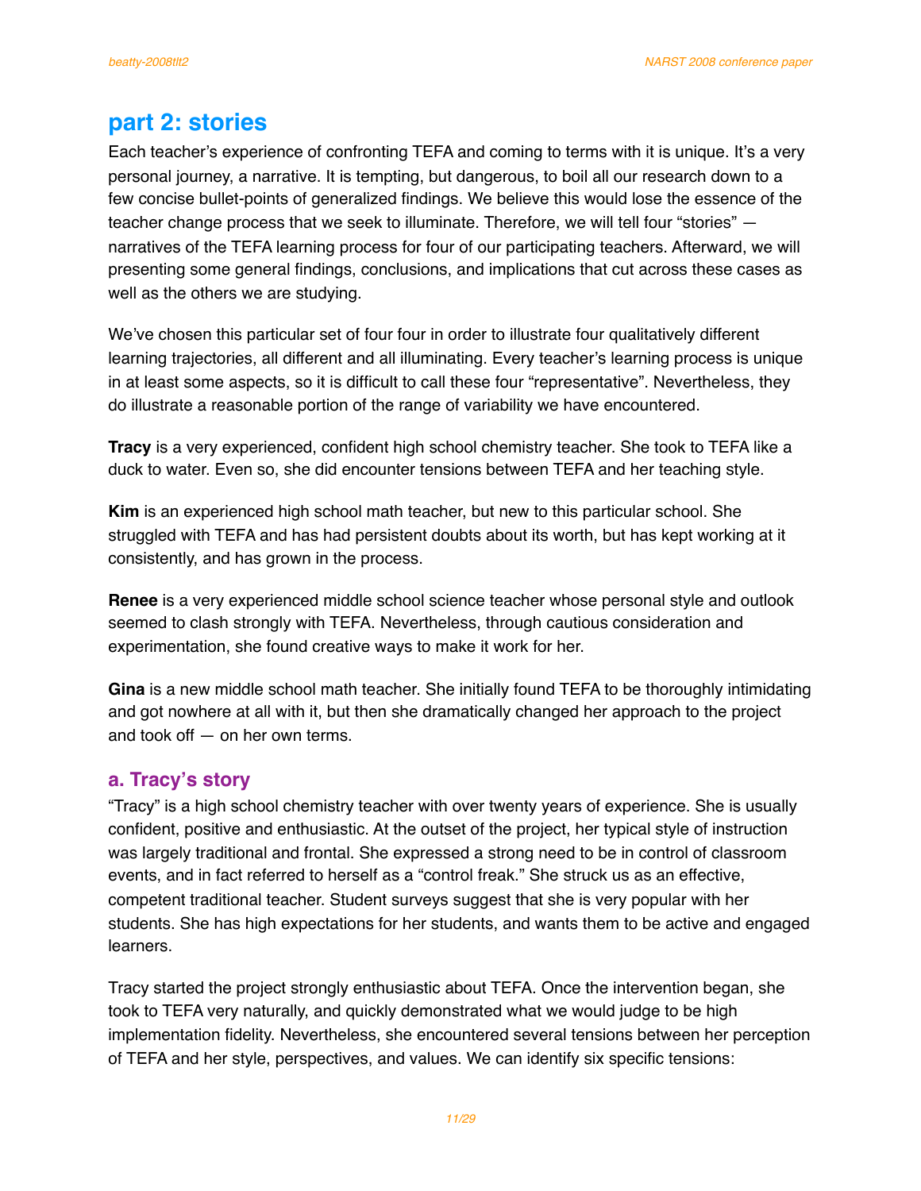## part 2: stories

Each teacher's experience of confronting TEFA and coming to terms with it is unique. It's a very personal journey, a narrative. It is tempting, but dangerous, to boil all our research down to a few concise bullet-points of generalized findings. We believe this would lose the essence of the teacher change process that we seek to illuminate. Therefore, we will tell four "stories" — narratives of the TEFA learning process for four of our participating teachers. Afterward, we will presenting some general findings, conclusions, and implications that cut across these cases as well as the others we are studying.

We've chosen this particular set of four four in order to illustrate four qualitatively different learning trajectories, all different and all illuminating. Every teacher's learning process is unique in at least some aspects, so it is difficult to call these four "representative". Nevertheless, they do illustrate a reasonable portion of the range of variability we have encountered.

**Tracy** is a very experienced, confident high school chemistry teacher. She took to TEFA like a duck to water. Even so, she did encounter tensions between TEFA and her teaching style.

**Kim** is an experienced high school math teacher, but new to this particular school. She struggled with TEFA and has had persistent doubts about its worth, but has kept working at it consistently, and has grown in the process.

**Renee** is a very experienced middle school science teacher whose personal style and outlook seemed to clash strongly with TEFA. Nevertheless, through cautious consideration and experimentation, she found creative ways to make it work for her.

**Gina** is a new middle school math teacher. She initially found TEFA to be thoroughly intimidating and got nowhere at all with it, but then she dramatically changed her approach to the project and took off — on her own terms.

### a. Tracy's story

"Tracy" is a high school chemistry teacher with over twenty years of experience. She is usually confident, positive and enthusiastic. At the outset of the project, her typical style of instruction was largely traditional and frontal. She expressed a strong need to be in control of classroom events, and in fact referred to herself as a "control freak." She struck us as an effective, competent traditional teacher. Student surveys suggest that she is very popular with her students. She has high expectations for her students, and wants them to be active and engaged learners.

Tracy started the project strongly enthusiastic about TEFA. Once the intervention began, she took to TEFA very naturally, and quickly demonstrated what we would judge to be high implementation fidelity. Nevertheless, she encountered several tensions between her perception of TEFA and her style, perspectives, and values. We can identify six specific tensions: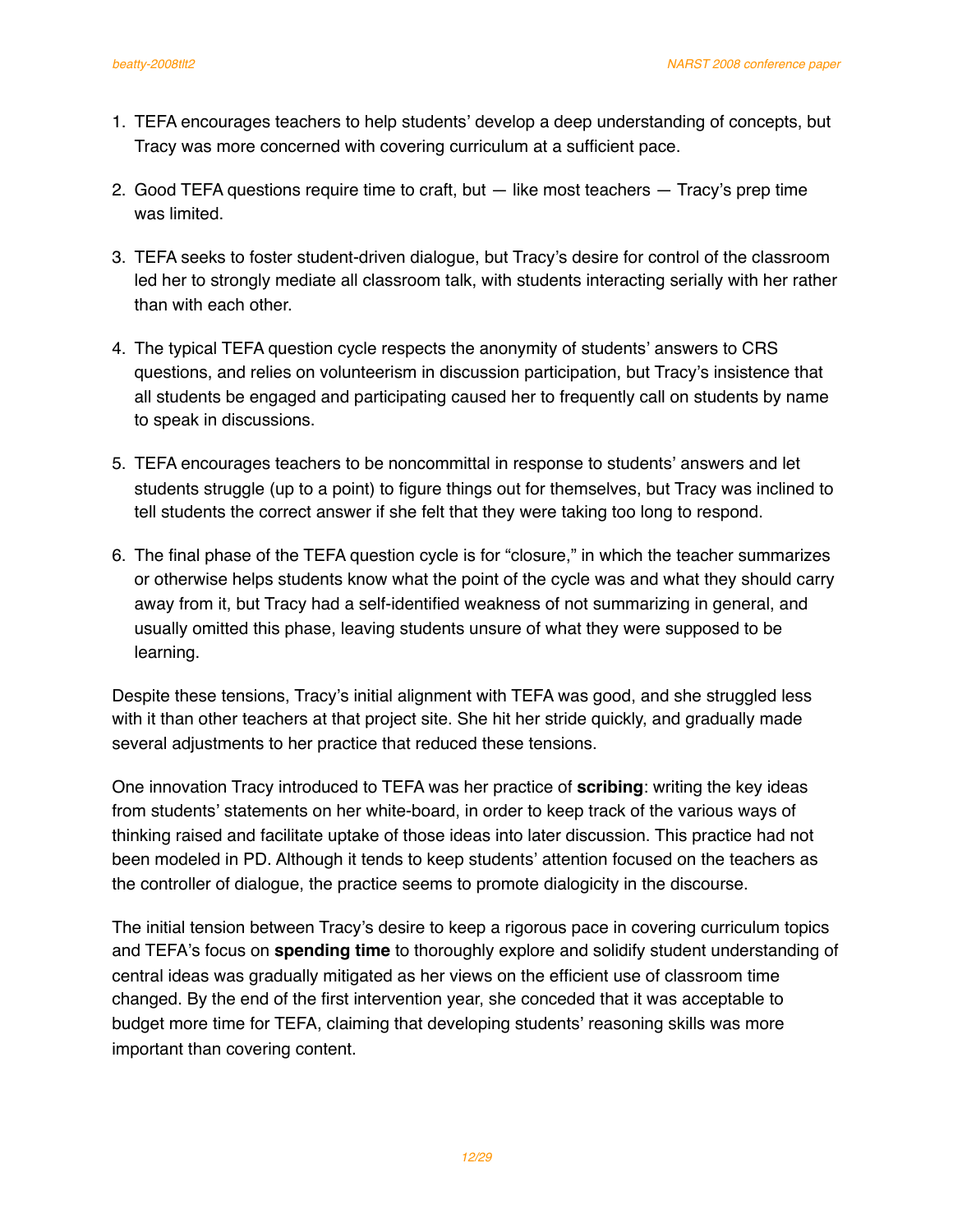1. TEFA encourages teachers to help students' develop a deep understanding of concepts, but Tracy was more concerned with covering curriculum at a sufficient pace.

2. Good TEFA questions require time to craft, but — like most teachers — Tracy's prep time was limited.

3. TEFA seeks to foster student-driven dialogue, but Tracy's desire for control of the classroom led her to strongly mediate all classroom talk, with students interacting serially with her rather than with each other.

4. The typical TEFA question cycle respects the anonymity of students' answers to CRS questions, and relies on volunteerism in discussion participation, but Tracy's insistence that all students be engaged and participating caused her to frequently call on students by name to speak in discussions.

5. TEFA encourages teachers to be noncommittal in response to students' answers and let students struggle (up to a point) to figure things out for themselves, but Tracy was inclined to tell students the correct answer if she felt that they were taking too long to respond.

6. The final phase of the TEFA question cycle is for "closure," in which the teacher summarizes or otherwise helps students know what the point of the cycle was and what they should carry away from it, but Tracy had a self-identified weakness of not summarizing in general, and usually omitted this phase, leaving students unsure of what they were supposed to be learning.

Despite these tensions, Tracy's initial alignment with TEFA was good, and she struggled less with it than other teachers at that project site. She hit her stride quickly, and gradually made several adjustments to her practice that reduced these tensions.

One innovation Tracy introduced to TEFA was her practice of **scribing**: writing the key ideas from students' statements on her white-board, in order to keep track of the various ways of thinking raised and facilitate uptake of those ideas into later discussion. This practice had not been modeled in PD. Although it tends to keep students' attention focused on the teachers as the controller of dialogue, the practice seems to promote dialogicity in the discourse.

The initial tension between Tracy's desire to keep a rigorous pace in covering curriculum topics and TEFA's focus on **spending time** to thoroughly explore and solidify student understanding of central ideas was gradually mitigated as her views on the efficient use of classroom time changed. By the end of the first intervention year, she conceded that it was acceptable to budget more time for TEFA, claiming that developing students' reasoning skills was more important than covering content.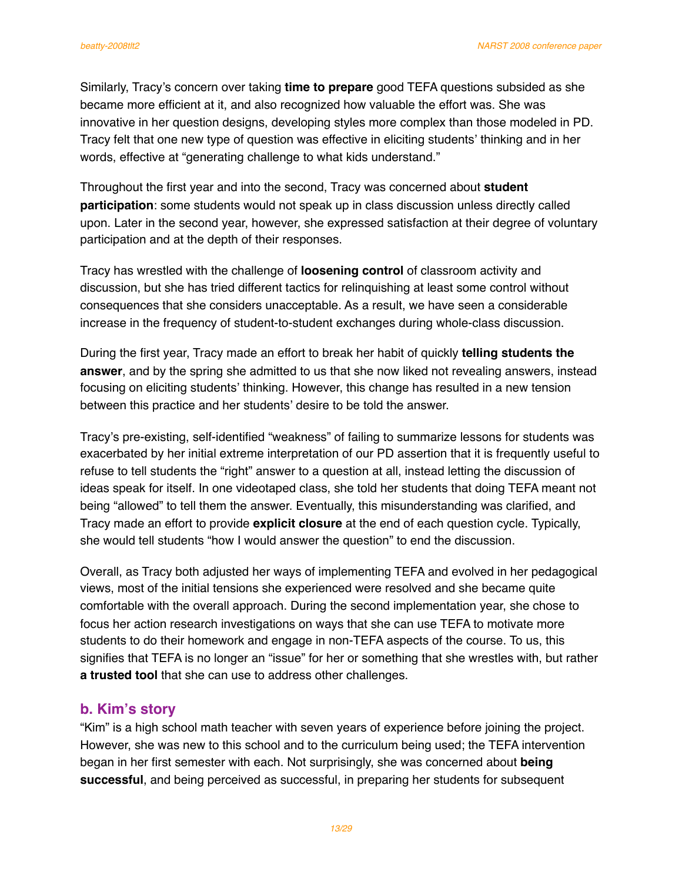Similarly, Tracy's concern over taking **time to prepare** good TEFA questions subsided as she became more efficient at it, and also recognized how valuable the effort was. She was innovative in her question designs, developing styles more complex than those modeled in PD. Tracy felt that one new type of question was effective in eliciting students' thinking and in her words, effective at "generating challenge to what kids understand."

Throughout the first year and into the second, Tracy was concerned about **student participation**: some students would not speak up in class discussion unless directly called upon. Later in the second year, however, she expressed satisfaction at their degree of voluntary participation and at the depth of their responses.

Tracy has wrestled with the challenge of **loosening control** of classroom activity and discussion, but she has tried different tactics for relinquishing at least some control without consequences that she considers unacceptable. As a result, we have seen a considerable increase in the frequency of student-to-student exchanges during whole-class discussion.

During the first year, Tracy made an effort to break her habit of quickly **telling students the answer**, and by the spring she admitted to us that she now liked not revealing answers, instead focusing on eliciting students' thinking. However, this change has resulted in a new tension between this practice and her students' desire to be told the answer.

Tracy's pre-existing, self-identified "weakness" of failing to summarize lessons for students was exacerbated by her initial extreme interpretation of our PD assertion that it is frequently useful to refuse to tell students the "right" answer to a question at all, instead letting the discussion of ideas speak for itself. In one videotaped class, she told her students that doing TEFA meant not being "allowed" to tell them the answer. Eventually, this misunderstanding was clarified, and Tracy made an effort to provide **explicit closure** at the end of each question cycle. Typically, she would tell students "how I would answer the question" to end the discussion.

Overall, as Tracy both adjusted her ways of implementing TEFA and evolved in her pedagogical views, most of the initial tensions she experienced were resolved and she became quite comfortable with the overall approach. During the second implementation year, she chose to focus her action research investigations on ways that she can use TEFA to motivate more students to do their homework and engage in non-TEFA aspects of the course. To us, this signifies that TEFA is no longer an "issue" for her or something that she wrestles with, but rather **a trusted tool** that she can use to address other challenges.

### b. Kim's story

"Kim" is a high school math teacher with seven years of experience before joining the project. However, she was new to this school and to the curriculum being used; the TEFA intervention began in her first semester with each. Not surprisingly, she was concerned about **being successful**, and being perceived as successful, in preparing her students for subsequent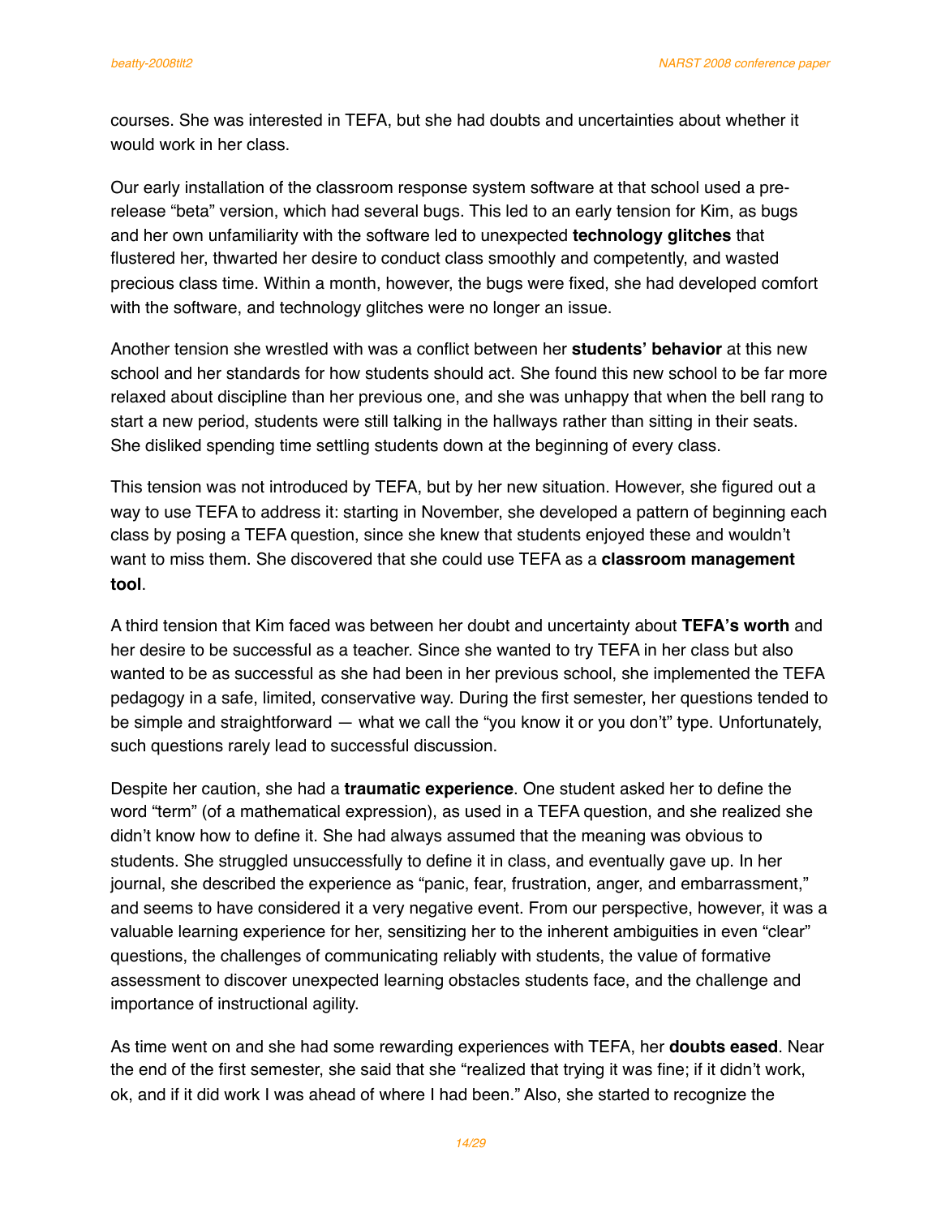courses. She was interested in TEFA, but she had doubts and uncertainties about whether it would work in her class.

Our early installation of the classroom response system software at that school used a pre-release “beta” version, which had several bugs. This led to an early tension for Kim, as bugs and her own unfamiliarity with the software led to unexpected **technology glitches** that flustered her, thwarted her desire to conduct class smoothly and competently, and wasted precious class time. Within a month, however, the bugs were fixed, she had developed comfort with the software, and technology glitches were no longer an issue.

Another tension she wrestled with was a conflict between her **students’ behavior** at this new school and her standards for how students should act. She found this new school to be far more relaxed about discipline than her previous one, and she was unhappy that when the bell rang to start a new period, students were still talking in the hallways rather than sitting in their seats. She disliked spending time settling students down at the beginning of every class.

This tension was not introduced by TEFA, but by her new situation. However, she figured out a way to use TEFA to address it: starting in November, she developed a pattern of beginning each class by posing a TEFA question, since she knew that students enjoyed these and wouldn’t want to miss them. She discovered that she could use TEFA as a **classroom management tool**.

A third tension that Kim faced was between her doubt and uncertainty about **TEFA’s worth** and her desire to be successful as a teacher. Since she wanted to try TEFA in her class but also wanted to be as successful as she had been in her previous school, she implemented the TEFA pedagogy in a safe, limited, conservative way. During the first semester, her questions tended to be simple and straightforward — what we call the “you know it or you don’t” type. Unfortunately, such questions rarely lead to successful discussion.

Despite her caution, she had a **traumatic experience**. One student asked her to define the word “term” (of a mathematical expression), as used in a TEFA question, and she realized she didn’t know how to define it. She had always assumed that the meaning was obvious to students. She struggled unsuccessfully to define it in class, and eventually gave up. In her journal, she described the experience as “panic, fear, frustration, anger, and embarrassment,” and seems to have considered it a very negative event. From our perspective, however, it was a valuable learning experience for her, sensitizing her to the inherent ambiguities in even “clear” questions, the challenges of communicating reliably with students, the value of formative assessment to discover unexpected learning obstacles students face, and the challenge and importance of instructional agility.

As time went on and she had some rewarding experiences with TEFA, her **doubts eased**. Near the end of the first semester, she said that she “realized that trying it was fine; if it didn’t work, ok, and if it did work I was ahead of where I had been.” Also, she started to recognize the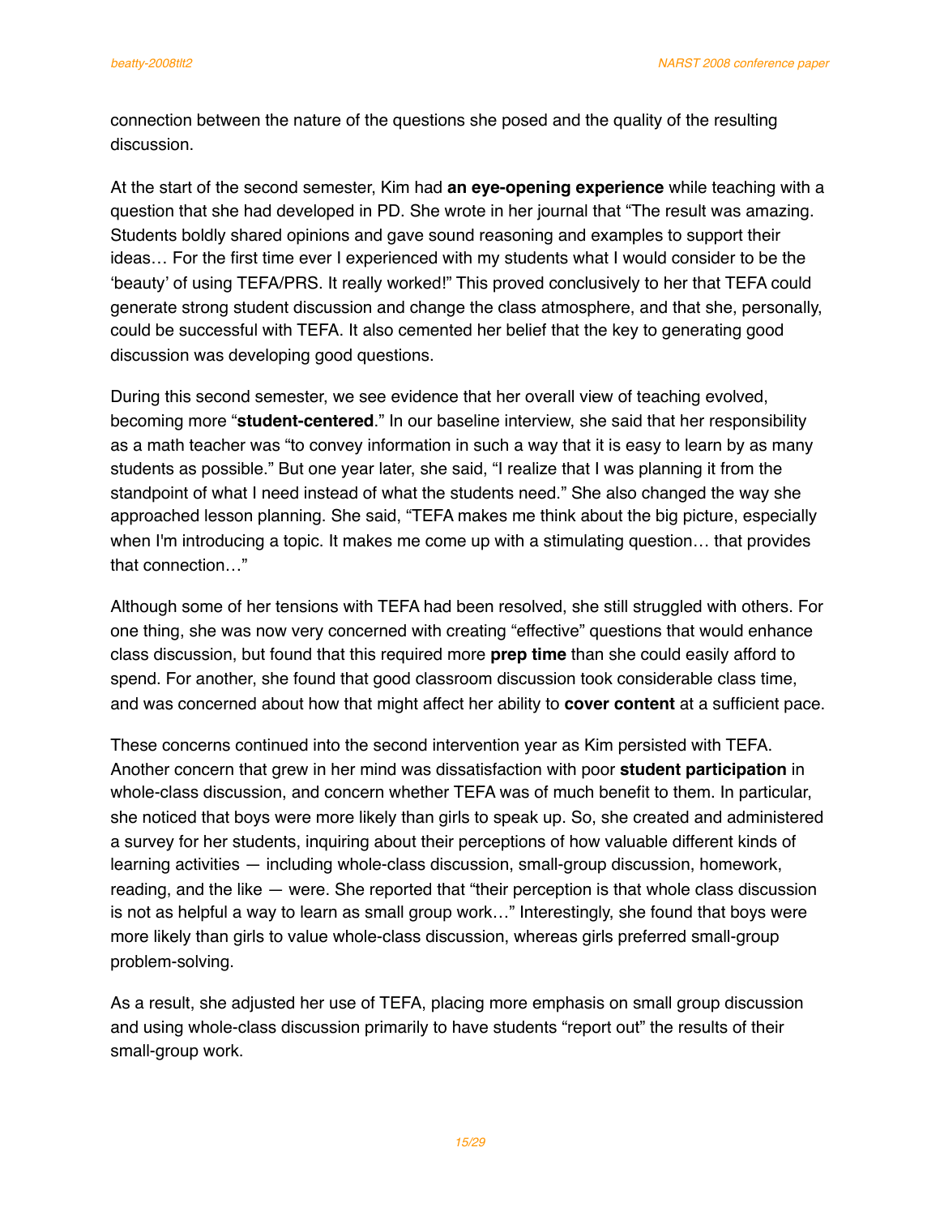connection between the nature of the questions she posed and the quality of the resulting discussion.

At the start of the second semester, Kim had **an eye-opening experience** while teaching with a question that she had developed in PD. She wrote in her journal that "The result was amazing. Students boldly shared opinions and gave sound reasoning and examples to support their ideas… For the first time ever I experienced with my students what I would consider to be the 'beauty' of using TEFA/PRS. It really worked!" This proved conclusively to her that TEFA could generate strong student discussion and change the class atmosphere, and that she, personally, could be successful with TEFA. It also cemented her belief that the key to generating good discussion was developing good questions.

During this second semester, we see evidence that her overall view of teaching evolved, becoming more "**student-centered**." In our baseline interview, she said that her responsibility as a math teacher was "to convey information in such a way that it is easy to learn by as many students as possible." But one year later, she said, "I realize that I was planning it from the standpoint of what I need instead of what the students need." She also changed the way she approached lesson planning. She said, "TEFA makes me think about the big picture, especially when I'm introducing a topic. It makes me come up with a stimulating question… that provides that connection…"

Although some of her tensions with TEFA had been resolved, she still struggled with others. For one thing, she was now very concerned with creating "effective" questions that would enhance class discussion, but found that this required more **prep time** than she could easily afford to spend. For another, she found that good classroom discussion took considerable class time, and was concerned about how that might affect her ability to **cover content** at a sufficient pace.

These concerns continued into the second intervention year as Kim persisted with TEFA. Another concern that grew in her mind was dissatisfaction with poor **student participation** in whole-class discussion, and concern whether TEFA was of much benefit to them. In particular, she noticed that boys were more likely than girls to speak up. So, she created and administered a survey for her students, inquiring about their perceptions of how valuable different kinds of learning activities — including whole-class discussion, small-group discussion, homework, reading, and the like — were. She reported that "their perception is that whole class discussion is not as helpful a way to learn as small group work…" Interestingly, she found that boys were more likely than girls to value whole-class discussion, whereas girls preferred small-group problem-solving.

As a result, she adjusted her use of TEFA, placing more emphasis on small group discussion and using whole-class discussion primarily to have students "report out" the results of their small-group work.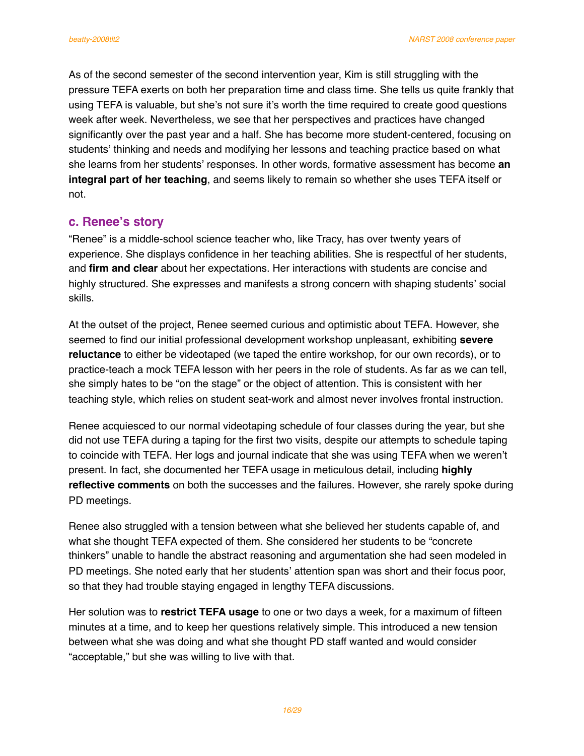As of the second semester of the second intervention year, Kim is still struggling with the pressure TEFA exerts on both her preparation time and class time. She tells us quite frankly that using TEFA is valuable, but she's not sure it's worth the time required to create good questions week after week. Nevertheless, we see that her perspectives and practices have changed significantly over the past year and a half. She has become more student-centered, focusing on students' thinking and needs and modifying her lessons and teaching practice based on what she learns from her students' responses. In other words, formative assessment has become **an integral part of her teaching**, and seems likely to remain so whether she uses TEFA itself or not.

### c. Renee's story

"Renee" is a middle-school science teacher who, like Tracy, has over twenty years of experience. She displays confidence in her teaching abilities. She is respectful of her students, and **firm and clear** about her expectations. Her interactions with students are concise and highly structured. She expresses and manifests a strong concern with shaping students' social skills.

At the outset of the project, Renee seemed curious and optimistic about TEFA. However, she seemed to find our initial professional development workshop unpleasant, exhibiting **severe reluctance** to either be videotaped (we taped the entire workshop, for our own records), or to practice-teach a mock TEFA lesson with her peers in the role of students. As far as we can tell, she simply hates to be "on the stage" or the object of attention. This is consistent with her teaching style, which relies on student seat-work and almost never involves frontal instruction.

Renee acquiesced to our normal videotaping schedule of four classes during the year, but she did not use TEFA during a taping for the first two visits, despite our attempts to schedule taping to coincide with TEFA. Her logs and journal indicate that she was using TEFA when we weren't present. In fact, she documented her TEFA usage in meticulous detail, including **highly reflective comments** on both the successes and the failures. However, she rarely spoke during PD meetings.

Renee also struggled with a tension between what she believed her students capable of, and what she thought TEFA expected of them. She considered her students to be "concrete thinkers" unable to handle the abstract reasoning and argumentation she had seen modeled in PD meetings. She noted early that her students' attention span was short and their focus poor, so that they had trouble staying engaged in lengthy TEFA discussions.

Her solution was to **restrict TEFA usage** to one or two days a week, for a maximum of fifteen minutes at a time, and to keep her questions relatively simple. This introduced a new tension between what she was doing and what she thought PD staff wanted and would consider "acceptable," but she was willing to live with that.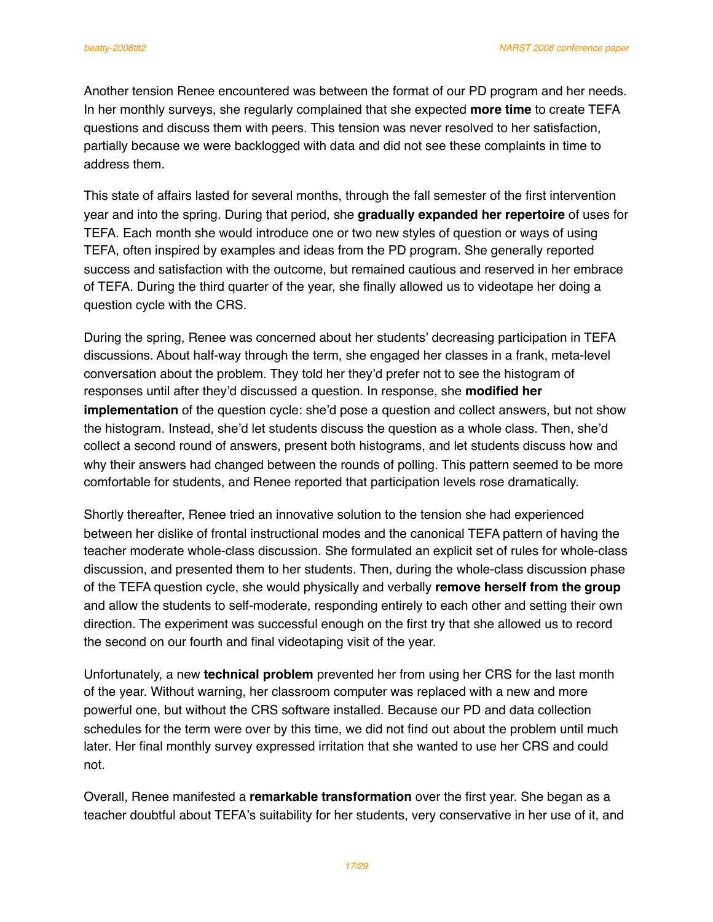Another tension Renee encountered was between the format of our PD program and her needs. In her monthly surveys, she regularly complained that she expected **more time** to create TEFA questions and discuss them with peers. This tension was never resolved to her satisfaction, partially because we were backlogged with data and did not see these complaints in time to address them.

This state of affairs lasted for several months, through the fall semester of the first intervention year and into the spring. During that period, she **gradually expanded her repertoire** of uses for TEFA. Each month she would introduce one or two new styles of question or ways of using TEFA, often inspired by examples and ideas from the PD program. She generally reported success and satisfaction with the outcome, but remained cautious and reserved in her embrace of TEFA. During the third quarter of the year, she finally allowed us to videotape her doing a question cycle with the CRS.

During the spring, Renee was concerned about her students' decreasing participation in TEFA discussions. About half-way through the term, she engaged her classes in a frank, meta-level conversation about the problem. They told her they'd prefer not to see the histogram of responses until after they'd discussed a question. In response, she **modified her implementation** of the question cycle: she'd pose a question and collect answers, but not show the histogram. Instead, she'd let students discuss the question as a whole class. Then, she'd collect a second round of answers, present both histograms, and let students discuss how and why their answers had changed between the rounds of polling. This pattern seemed to be more comfortable for students, and Renee reported that participation levels rose dramatically.

Shortly thereafter, Renee tried an innovative solution to the tension she had experienced between her dislike of frontal instructional modes and the canonical TEFA pattern of having the teacher moderate whole-class discussion. She formulated an explicit set of rules for whole-class discussion, and presented them to her students. Then, during the whole-class discussion phase of the TEFA question cycle, she would physically and verbally **remove herself from the group** and allow the students to self-moderate, responding entirely to each other and setting their own direction. The experiment was successful enough on the first try that she allowed us to record the second on our fourth and final videotaping visit of the year.

Unfortunately, a new **technical problem** prevented her from using her CRS for the last month of the year. Without warning, her classroom computer was replaced with a new and more powerful one, but without the CRS software installed. Because our PD and data collection schedules for the term were over by this time, we did not find out about the problem until much later. Her final monthly survey expressed irritation that she wanted to use her CRS and could not.

Overall, Renee manifested a **remarkable transformation** over the first year. She began as a teacher doubtful about TEFA's suitability for her students, very conservative in her use of it, and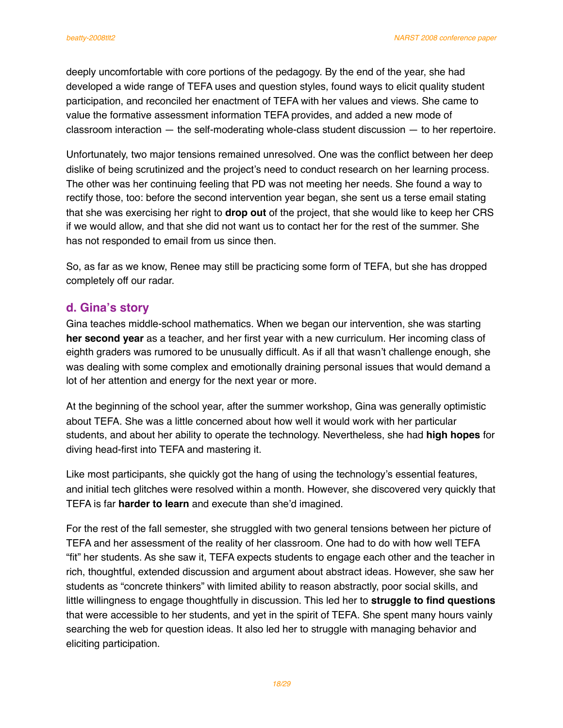deeply uncomfortable with core portions of the pedagogy. By the end of the year, she had developed a wide range of TEFA uses and question styles, found ways to elicit quality student participation, and reconciled her enactment of TEFA with her values and views. She came to value the formative assessment information TEFA provides, and added a new mode of classroom interaction — the self-moderating whole-class student discussion — to her repertoire.

Unfortunately, two major tensions remained unresolved. One was the conflict between her deep dislike of being scrutinized and the project's need to conduct research on her learning process. The other was her continuing feeling that PD was not meeting her needs. She found a way to rectify those, too: before the second intervention year began, she sent us a terse email stating that she was exercising her right to **drop out** of the project, that she would like to keep her CRS if we would allow, and that she did not want us to contact her for the rest of the summer. She has not responded to email from us since then.

So, as far as we know, Renee may still be practicing some form of TEFA, but she has dropped completely off our radar.

### d. Gina's story

Gina teaches middle-school mathematics. When we began our intervention, she was starting **her second year** as a teacher, and her first year with a new curriculum. Her incoming class of eighth graders was rumored to be unusually difficult. As if all that wasn't challenge enough, she was dealing with some complex and emotionally draining personal issues that would demand a lot of her attention and energy for the next year or more.

At the beginning of the school year, after the summer workshop, Gina was generally optimistic about TEFA. She was a little concerned about how well it would work with her particular students, and about her ability to operate the technology. Nevertheless, she had **high hopes** for diving head-first into TEFA and mastering it.

Like most participants, she quickly got the hang of using the technology's essential features, and initial tech glitches were resolved within a month. However, she discovered very quickly that TEFA is far **harder to learn** and execute than she'd imagined.

For the rest of the fall semester, she struggled with two general tensions between her picture of TEFA and her assessment of the reality of her classroom. One had to do with how well TEFA "fit" her students. As she saw it, TEFA expects students to engage each other and the teacher in rich, thoughtful, extended discussion and argument about abstract ideas. However, she saw her students as "concrete thinkers" with limited ability to reason abstractly, poor social skills, and little willingness to engage thoughtfully in discussion. This led her to **struggle to find questions** that were accessible to her students, and yet in the spirit of TEFA. She spent many hours vainly searching the web for question ideas. It also led her to struggle with managing behavior and eliciting participation.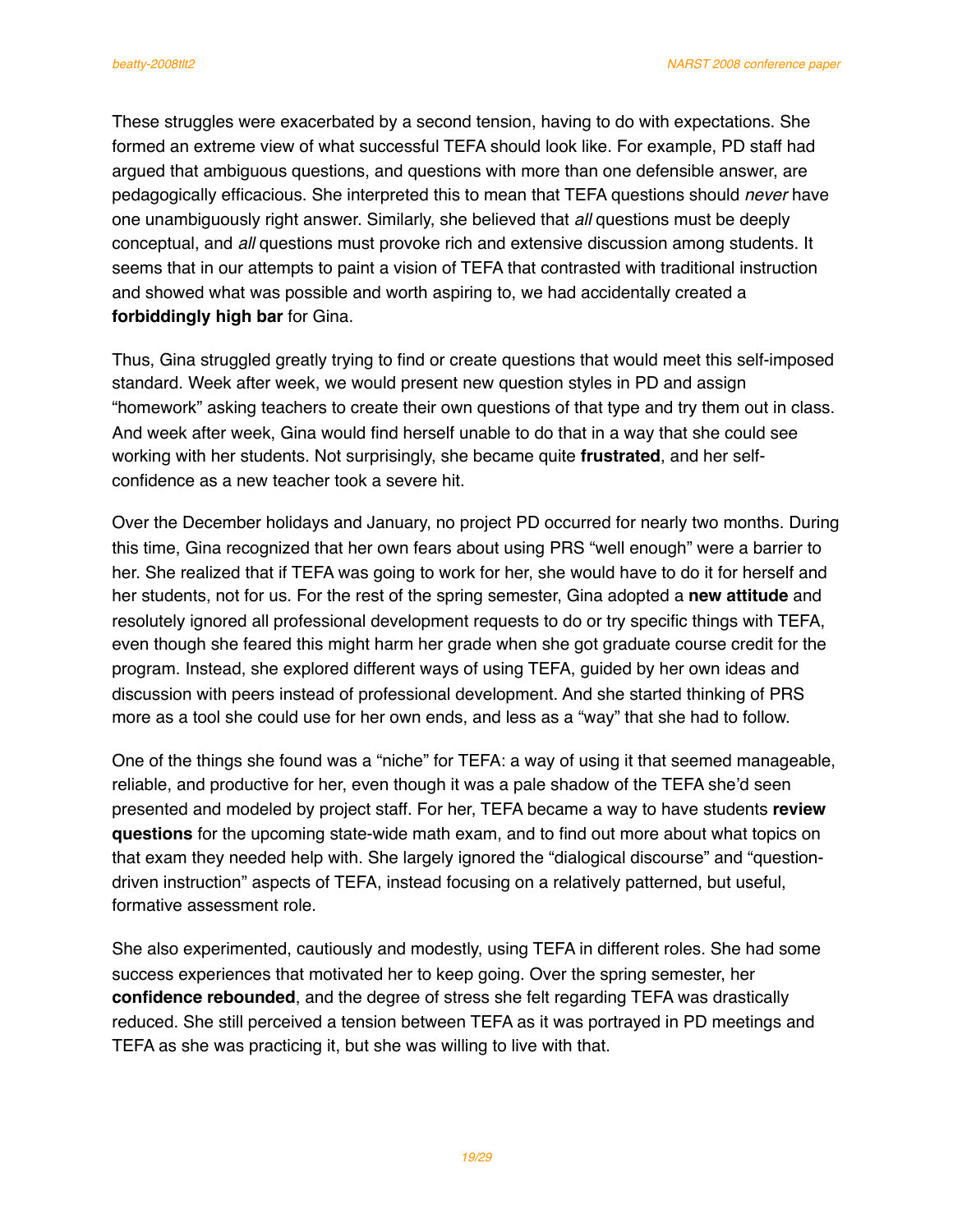These struggles were exacerbated by a second tension, having to do with expectations. She formed an extreme view of what successful TEFA should look like. For example, PD staff had argued that ambiguous questions, and questions with more than one defensible answer, are pedagogically efficacious. She interpreted this to mean that TEFA questions should *never* have one unambiguously right answer. Similarly, she believed that *all* questions must be deeply conceptual, and *all* questions must provoke rich and extensive discussion among students. It seems that in our attempts to paint a vision of TEFA that contrasted with traditional instruction and showed what was possible and worth aspiring to, we had accidentally created a **forbiddingly high bar** for Gina.

Thus, Gina struggled greatly trying to find or create questions that would meet this self-imposed standard. Week after week, we would present new question styles in PD and assign "homework" asking teachers to create their own questions of that type and try them out in class. And week after week, Gina would find herself unable to do that in a way that she could see working with her students. Not surprisingly, she became quite **frustrated**, and her self-confidence as a new teacher took a severe hit.

Over the December holidays and January, no project PD occurred for nearly two months. During this time, Gina recognized that her own fears about using PRS "well enough" were a barrier to her. She realized that if TEFA was going to work for her, she would have to do it for herself and her students, not for us. For the rest of the spring semester, Gina adopted a **new attitude** and resolutely ignored all professional development requests to do or try specific things with TEFA, even though she feared this might harm her grade when she got graduate course credit for the program. Instead, she explored different ways of using TEFA, guided by her own ideas and discussion with peers instead of professional development. And she started thinking of PRS more as a tool she could use for her own ends, and less as a "way" that she had to follow.

One of the things she found was a "niche" for TEFA: a way of using it that seemed manageable, reliable, and productive for her, even though it was a pale shadow of the TEFA she'd seen presented and modeled by project staff. For her, TEFA became a way to have students **review questions** for the upcoming state-wide math exam, and to find out more about what topics on that exam they needed help with. She largely ignored the "dialogical discourse" and "question-driven instruction" aspects of TEFA, instead focusing on a relatively patterned, but useful, formative assessment role.

She also experimented, cautiously and modestly, using TEFA in different roles. She had some success experiences that motivated her to keep going. Over the spring semester, her **confidence rebounded**, and the degree of stress she felt regarding TEFA was drastically reduced. She still perceived a tension between TEFA as it was portrayed in PD meetings and TEFA as she was practicing it, but she was willing to live with that.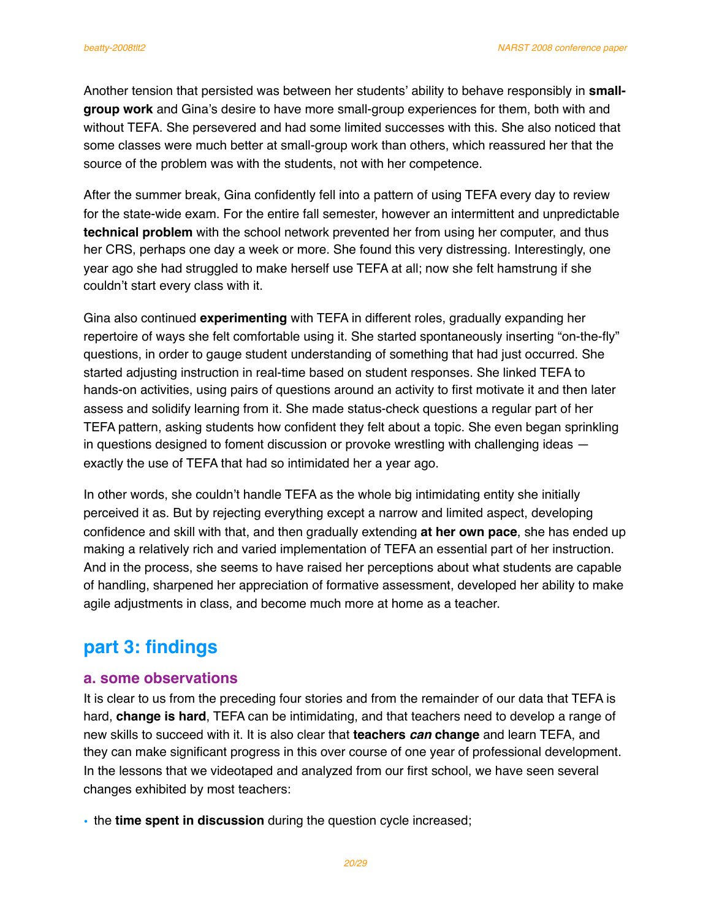Another tension that persisted was between her students' ability to behave responsibly in **small-group work** and Gina's desire to have more small-group experiences for them, both with and without TEFA. She persevered and had some limited successes with this. She also noticed that some classes were much better at small-group work than others, which reassured her that the source of the problem was with the students, not with her competence.

After the summer break, Gina confidently fell into a pattern of using TEFA every day to review for the state-wide exam. For the entire fall semester, however an intermittent and unpredictable **technical problem** with the school network prevented her from using her computer, and thus her CRS, perhaps one day a week or more. She found this very distressing. Interestingly, one year ago she had struggled to make herself use TEFA at all; now she felt hamstrung if she couldn't start every class with it.

Gina also continued **experimenting** with TEFA in different roles, gradually expanding her repertoire of ways she felt comfortable using it. She started spontaneously inserting "on-the-fly" questions, in order to gauge student understanding of something that had just occurred. She started adjusting instruction in real-time based on student responses. She linked TEFA to hands-on activities, using pairs of questions around an activity to first motivate it and then later assess and solidify learning from it. She made status-check questions a regular part of her TEFA pattern, asking students how confident they felt about a topic. She even began sprinkling in questions designed to foment discussion or provoke wrestling with challenging ideas — exactly the use of TEFA that had so intimidated her a year ago.

In other words, she couldn't handle TEFA as the whole big intimidating entity she initially perceived it as. But by rejecting everything except a narrow and limited aspect, developing confidence and skill with that, and then gradually extending **at her own pace**, she has ended up making a relatively rich and varied implementation of TEFA an essential part of her instruction. And in the process, she seems to have raised her perceptions about what students are capable of handling, sharpened her appreciation of formative assessment, developed her ability to make agile adjustments in class, and become much more at home as a teacher.

# part 3: findings

## a. some observations

It is clear to us from the preceding four stories and from the remainder of our data that TEFA is hard, **change is hard**, TEFA can be intimidating, and that teachers need to develop a range of new skills to succeed with it. It is also clear that **teachers *can* change** and learn TEFA, and they can make significant progress in this over course of one year of professional development. In the lessons that we videotaped and analyzed from our first school, we have seen several changes exhibited by most teachers:

- the **time spent in discussion** during the question cycle increased;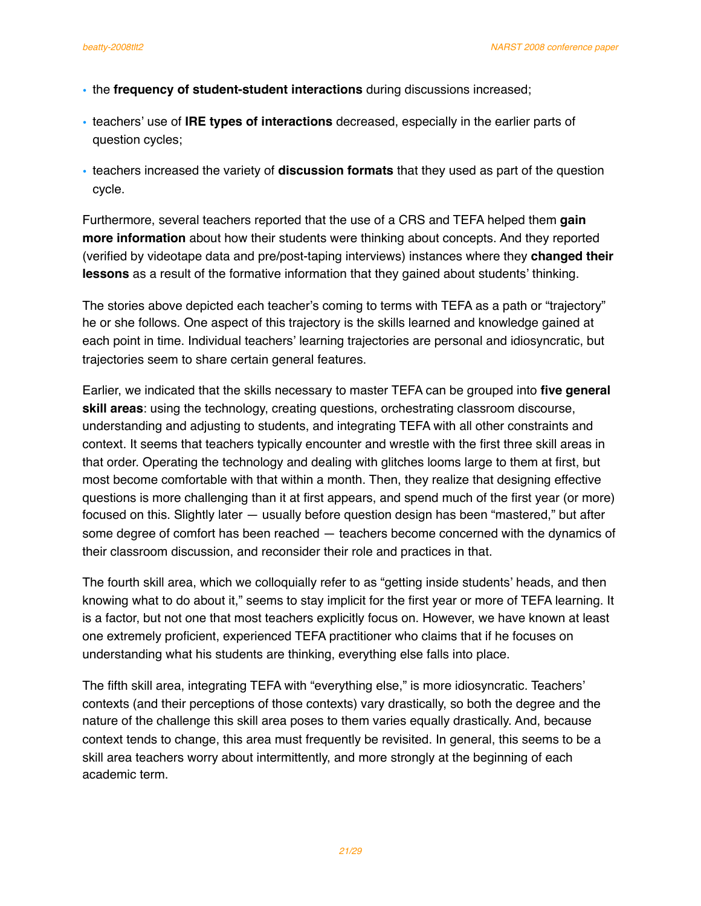- the **frequency of student-student interactions** during discussions increased;
- teachers' use of **IRE types of interactions** decreased, especially in the earlier parts of question cycles;
- teachers increased the variety of **discussion formats** that they used as part of the question cycle.

Furthermore, several teachers reported that the use of a CRS and TEFA helped them **gain more information** about how their students were thinking about concepts. And they reported (verified by videotape data and pre/post-taping interviews) instances where they **changed their lessons** as a result of the formative information that they gained about students' thinking.

The stories above depicted each teacher's coming to terms with TEFA as a path or "trajectory" he or she follows. One aspect of this trajectory is the skills learned and knowledge gained at each point in time. Individual teachers' learning trajectories are personal and idiosyncratic, but trajectories seem to share certain general features.

Earlier, we indicated that the skills necessary to master TEFA can be grouped into **five general skill areas**: using the technology, creating questions, orchestrating classroom discourse, understanding and adjusting to students, and integrating TEFA with all other constraints and context. It seems that teachers typically encounter and wrestle with the first three skill areas in that order. Operating the technology and dealing with glitches looms large to them at first, but most become comfortable with that within a month. Then, they realize that designing effective questions is more challenging than it at first appears, and spend much of the first year (or more) focused on this. Slightly later — usually before question design has been "mastered," but after some degree of comfort has been reached — teachers become concerned with the dynamics of their classroom discussion, and reconsider their role and practices in that.

The fourth skill area, which we colloquially refer to as "getting inside students' heads, and then knowing what to do about it," seems to stay implicit for the first year or more of TEFA learning. It is a factor, but not one that most teachers explicitly focus on. However, we have known at least one extremely proficient, experienced TEFA practitioner who claims that if he focuses on understanding what his students are thinking, everything else falls into place.

The fifth skill area, integrating TEFA with "everything else," is more idiosyncratic. Teachers' contexts (and their perceptions of those contexts) vary drastically, so both the degree and the nature of the challenge this skill area poses to them varies equally drastically. And, because context tends to change, this area must frequently be revisited. In general, this seems to be a skill area teachers worry about intermittently, and more strongly at the beginning of each academic term.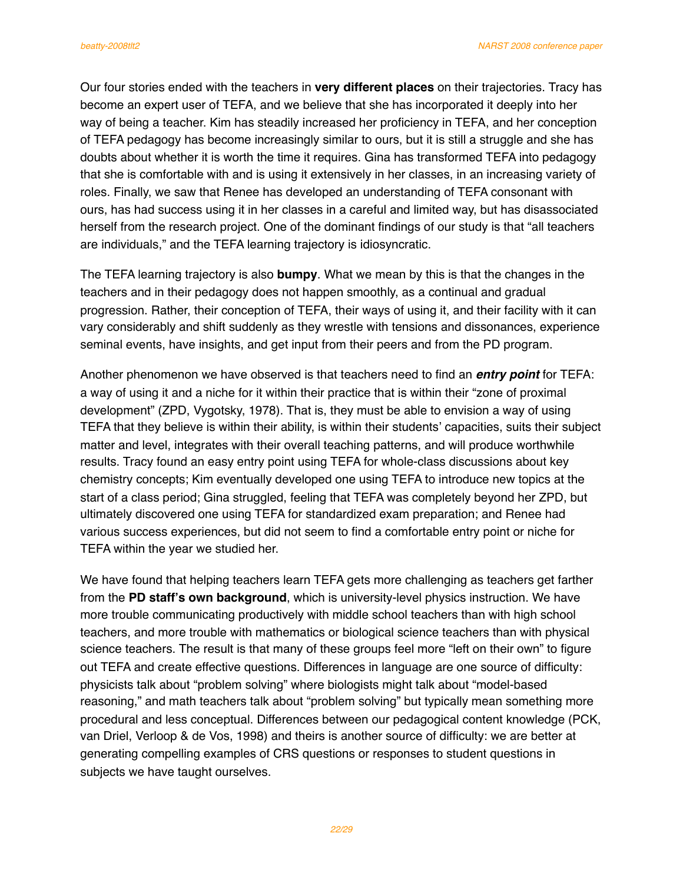Our four stories ended with the teachers in **very different places** on their trajectories. Tracy has become an expert user of TEFA, and we believe that she has incorporated it deeply into her way of being a teacher. Kim has steadily increased her proficiency in TEFA, and her conception of TEFA pedagogy has become increasingly similar to ours, but it is still a struggle and she has doubts about whether it is worth the time it requires. Gina has transformed TEFA into pedagogy that she is comfortable with and is using it extensively in her classes, in an increasing variety of roles. Finally, we saw that Renee has developed an understanding of TEFA consonant with ours, has had success using it in her classes in a careful and limited way, but has disassociated herself from the research project. One of the dominant findings of our study is that "all teachers are individuals," and the TEFA learning trajectory is idiosyncratic.

The TEFA learning trajectory is also **bumpy**. What we mean by this is that the changes in the teachers and in their pedagogy does not happen smoothly, as a continual and gradual progression. Rather, their conception of TEFA, their ways of using it, and their facility with it can vary considerably and shift suddenly as they wrestle with tensions and dissonances, experience seminal events, have insights, and get input from their peers and from the PD program.

Another phenomenon we have observed is that teachers need to find an ***entry point*** for TEFA: a way of using it and a niche for it within their practice that is within their "zone of proximal development" (ZPD, Vygotsky, 1978). That is, they must be able to envision a way of using TEFA that they believe is within their ability, is within their students' capacities, suits their subject matter and level, integrates with their overall teaching patterns, and will produce worthwhile results. Tracy found an easy entry point using TEFA for whole-class discussions about key chemistry concepts; Kim eventually developed one using TEFA to introduce new topics at the start of a class period; Gina struggled, feeling that TEFA was completely beyond her ZPD, but ultimately discovered one using TEFA for standardized exam preparation; and Renee had various success experiences, but did not seem to find a comfortable entry point or niche for TEFA within the year we studied her.

We have found that helping teachers learn TEFA gets more challenging as teachers get farther from the **PD staff's own background**, which is university-level physics instruction. We have more trouble communicating productively with middle school teachers than with high school teachers, and more trouble with mathematics or biological science teachers than with physical science teachers. The result is that many of these groups feel more "left on their own" to figure out TEFA and create effective questions. Differences in language are one source of difficulty: physicists talk about "problem solving" where biologists might talk about "model-based reasoning," and math teachers talk about "problem solving" but typically mean something more procedural and less conceptual. Differences between our pedagogical content knowledge (PCK, van Driel, Verloop & de Vos, 1998) and theirs is another source of difficulty: we are better at generating compelling examples of CRS questions or responses to student questions in subjects we have taught ourselves.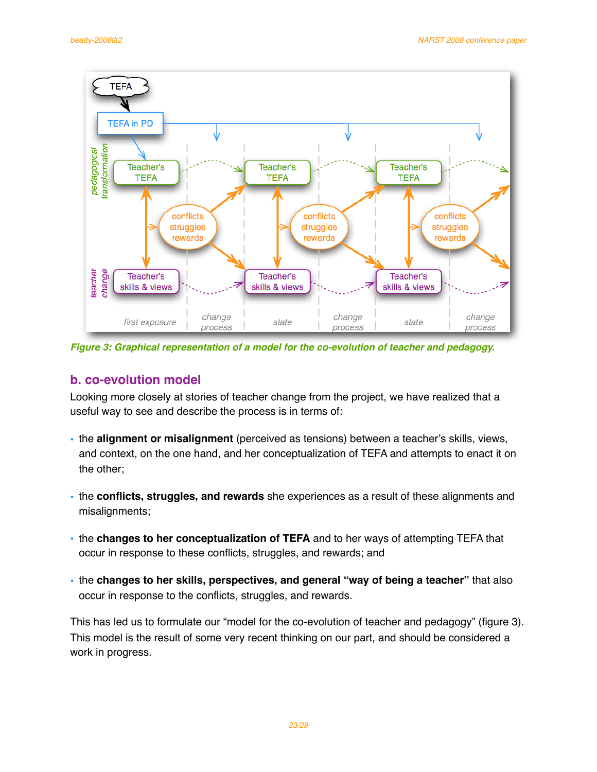Figure 3: Graphical representation of a model for the co-evolution of teacher and pedagogy.

## b. co-evolution model

Looking more closely at stories of teacher change from the project, we have realized that a useful way to see and describe the process is in terms of:

- the **alignment or misalignment** (perceived as tensions) between a teacher's skills, views, and context, on the one hand, and her conceptualization of TEFA and attempts to enact it on the other;
- the **conflicts, struggles, and rewards** she experiences as a result of these alignments and misalignments;
- the **changes to her conceptualization of TEFA** and to her ways of attempting TEFA that occur in response to these conflicts, struggles, and rewards; and
- the **changes to her skills, perspectives, and general "way of being a teacher"** that also occur in response to the conflicts, struggles, and rewards.

This has led us to formulate our "model for the co-evolution of teacher and pedagogy" (figure 3). This model is the result of some very recent thinking on our part, and should be considered a work in progress.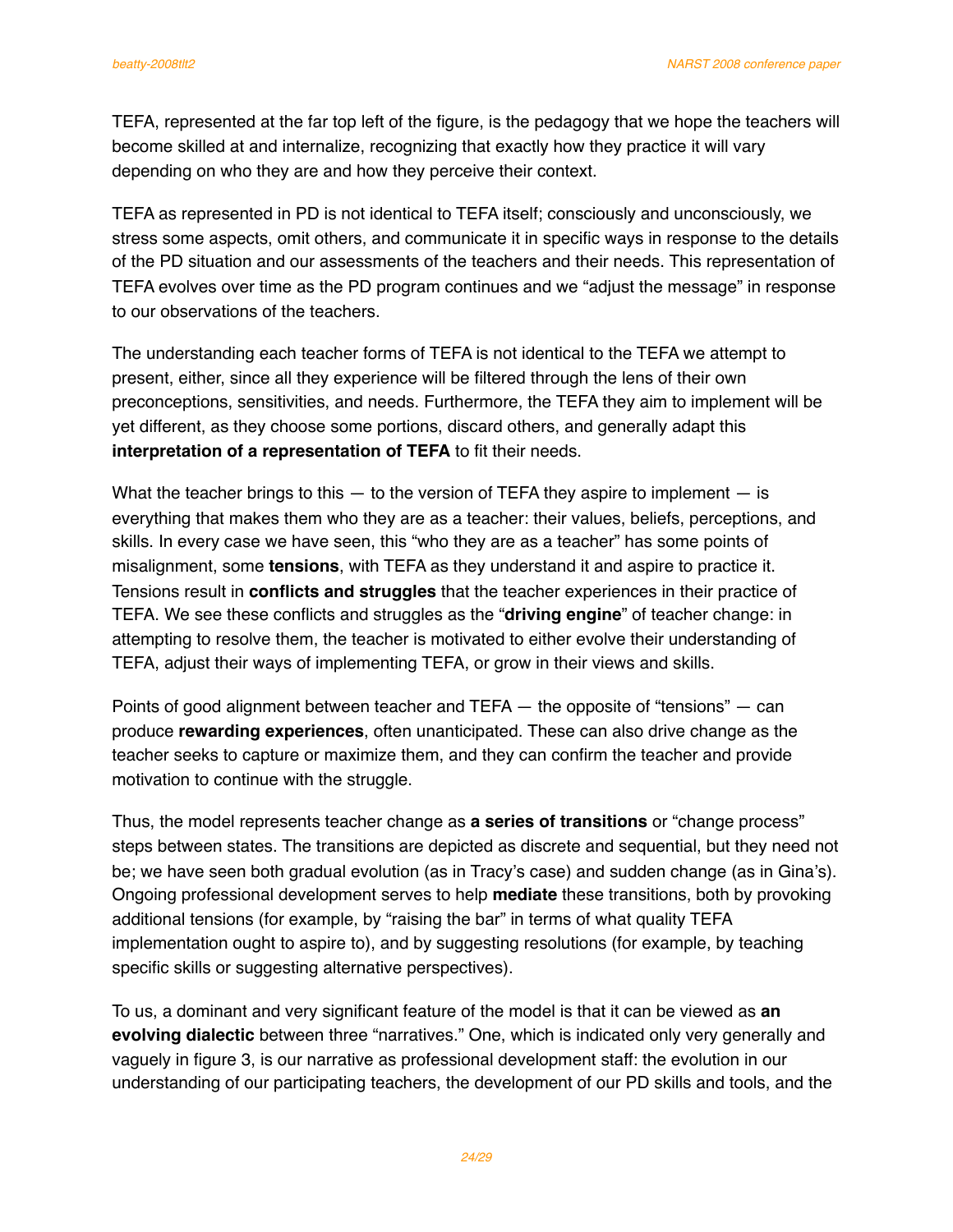TEFA, represented at the far top left of the figure, is the pedagogy that we hope the teachers will become skilled at and internalize, recognizing that exactly how they practice it will vary depending on who they are and how they perceive their context.

TEFA as represented in PD is not identical to TEFA itself; consciously and unconsciously, we stress some aspects, omit others, and communicate it in specific ways in response to the details of the PD situation and our assessments of the teachers and their needs. This representation of TEFA evolves over time as the PD program continues and we "adjust the message" in response to our observations of the teachers.

The understanding each teacher forms of TEFA is not identical to the TEFA we attempt to present, either, since all they experience will be filtered through the lens of their own preconceptions, sensitivities, and needs. Furthermore, the TEFA they aim to implement will be yet different, as they choose some portions, discard others, and generally adapt this **interpretation of a representation of TEFA** to fit their needs.

What the teacher brings to this — to the version of TEFA they aspire to implement — is everything that makes them who they are as a teacher: their values, beliefs, perceptions, and skills. In every case we have seen, this "who they are as a teacher" has some points of misalignment, some **tensions**, with TEFA as they understand it and aspire to practice it. Tensions result in **conflicts and struggles** that the teacher experiences in their practice of TEFA. We see these conflicts and struggles as the "**driving engine**" of teacher change: in attempting to resolve them, the teacher is motivated to either evolve their understanding of TEFA, adjust their ways of implementing TEFA, or grow in their views and skills.

Points of good alignment between teacher and TEFA — the opposite of "tensions" — can produce **rewarding experiences**, often unanticipated. These can also drive change as the teacher seeks to capture or maximize them, and they can confirm the teacher and provide motivation to continue with the struggle.

Thus, the model represents teacher change as **a series of transitions** or "change process" steps between states. The transitions are depicted as discrete and sequential, but they need not be; we have seen both gradual evolution (as in Tracy's case) and sudden change (as in Gina's). Ongoing professional development serves to help **mediate** these transitions, both by provoking additional tensions (for example, by "raising the bar" in terms of what quality TEFA implementation ought to aspire to), and by suggesting resolutions (for example, by teaching specific skills or suggesting alternative perspectives).

To us, a dominant and very significant feature of the model is that it can be viewed as **an evolving dialectic** between three "narratives." One, which is indicated only very generally and vaguely in figure 3, is our narrative as professional development staff: the evolution in our understanding of our participating teachers, the development of our PD skills and tools, and the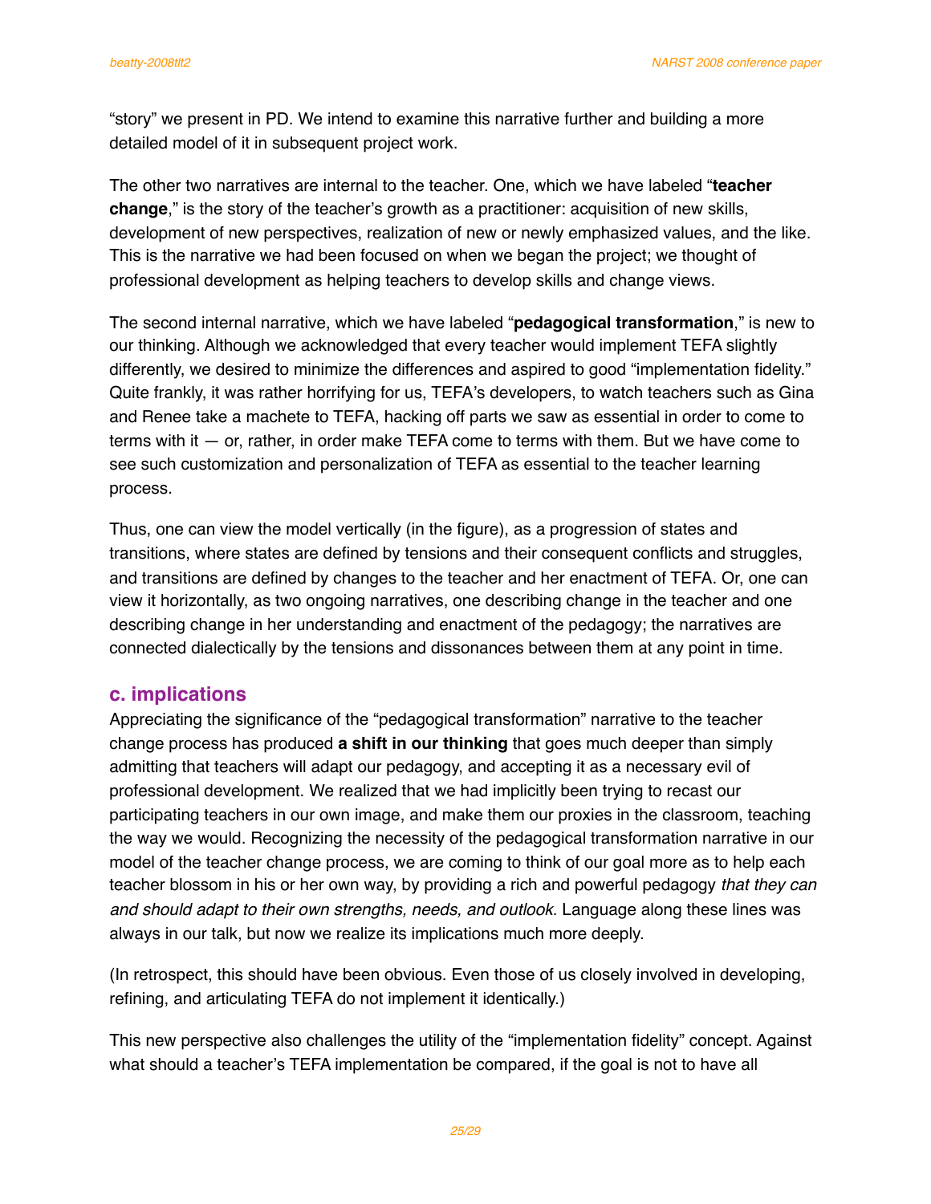"story" we present in PD. We intend to examine this narrative further and building a more detailed model of it in subsequent project work.

The other two narratives are internal to the teacher. One, which we have labeled "**teacher change**," is the story of the teacher's growth as a practitioner: acquisition of new skills, development of new perspectives, realization of new or newly emphasized values, and the like. This is the narrative we had been focused on when we began the project; we thought of professional development as helping teachers to develop skills and change views.

The second internal narrative, which we have labeled "**pedagogical transformation**," is new to our thinking. Although we acknowledged that every teacher would implement TEFA slightly differently, we desired to minimize the differences and aspired to good "implementation fidelity." Quite frankly, it was rather horrifying for us, TEFA's developers, to watch teachers such as Gina and Renee take a machete to TEFA, hacking off parts we saw as essential in order to come to terms with it — or, rather, in order make TEFA come to terms with them. But we have come to see such customization and personalization of TEFA as essential to the teacher learning process.

Thus, one can view the model vertically (in the figure), as a progression of states and transitions, where states are defined by tensions and their consequent conflicts and struggles, and transitions are defined by changes to the teacher and her enactment of TEFA. Or, one can view it horizontally, as two ongoing narratives, one describing change in the teacher and one describing change in her understanding and enactment of the pedagogy; the narratives are connected dialectically by the tensions and dissonances between them at any point in time.

## c. implications

Appreciating the significance of the "pedagogical transformation" narrative to the teacher change process has produced **a shift in our thinking** that goes much deeper than simply admitting that teachers will adapt our pedagogy, and accepting it as a necessary evil of professional development. We realized that we had implicitly been trying to recast our participating teachers in our own image, and make them our proxies in the classroom, teaching the way we would. Recognizing the necessity of the pedagogical transformation narrative in our model of the teacher change process, we are coming to think of our goal more as to help each teacher blossom in his or her own way, by providing a rich and powerful pedagogy *that they can and should adapt to their own strengths, needs, and outlook*. Language along these lines was always in our talk, but now we realize its implications much more deeply.

(In retrospect, this should have been obvious. Even those of us closely involved in developing, refining, and articulating TEFA do not implement it identically.)

This new perspective also challenges the utility of the "implementation fidelity" concept. Against what should a teacher's TEFA implementation be compared, if the goal is not to have all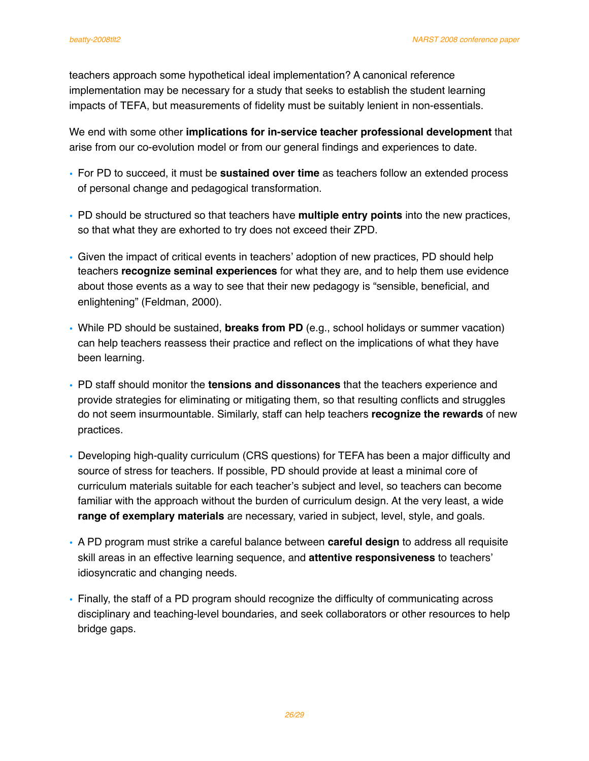teachers approach some hypothetical ideal implementation? A canonical reference implementation may be necessary for a study that seeks to establish the student learning impacts of TEFA, but measurements of fidelity must be suitably lenient in non-essentials.

We end with some other **implications for in-service teacher professional development** that arise from our co-evolution model or from our general findings and experiences to date.

- For PD to succeed, it must be **sustained over time** as teachers follow an extended process of personal change and pedagogical transformation.
- PD should be structured so that teachers have **multiple entry points** into the new practices, so that what they are exhorted to try does not exceed their ZPD.
- Given the impact of critical events in teachers' adoption of new practices, PD should help teachers **recognize seminal experiences** for what they are, and to help them use evidence about those events as a way to see that their new pedagogy is "sensible, beneficial, and enlightening" (Feldman, 2000).
- While PD should be sustained, **breaks from PD** (e.g., school holidays or summer vacation) can help teachers reassess their practice and reflect on the implications of what they have been learning.
- PD staff should monitor the **tensions and dissonances** that the teachers experience and provide strategies for eliminating or mitigating them, so that resulting conflicts and struggles do not seem insurmountable. Similarly, staff can help teachers **recognize the rewards** of new practices.
- Developing high-quality curriculum (CRS questions) for TEFA has been a major difficulty and source of stress for teachers. If possible, PD should provide at least a minimal core of curriculum materials suitable for each teacher's subject and level, so teachers can become familiar with the approach without the burden of curriculum design. At the very least, a wide **range of exemplary materials** are necessary, varied in subject, level, style, and goals.
- A PD program must strike a careful balance between **careful design** to address all requisite skill areas in an effective learning sequence, and **attentive responsiveness** to teachers' idiosyncratic and changing needs.
- Finally, the staff of a PD program should recognize the difficulty of communicating across disciplinary and teaching-level boundaries, and seek collaborators or other resources to help bridge gaps.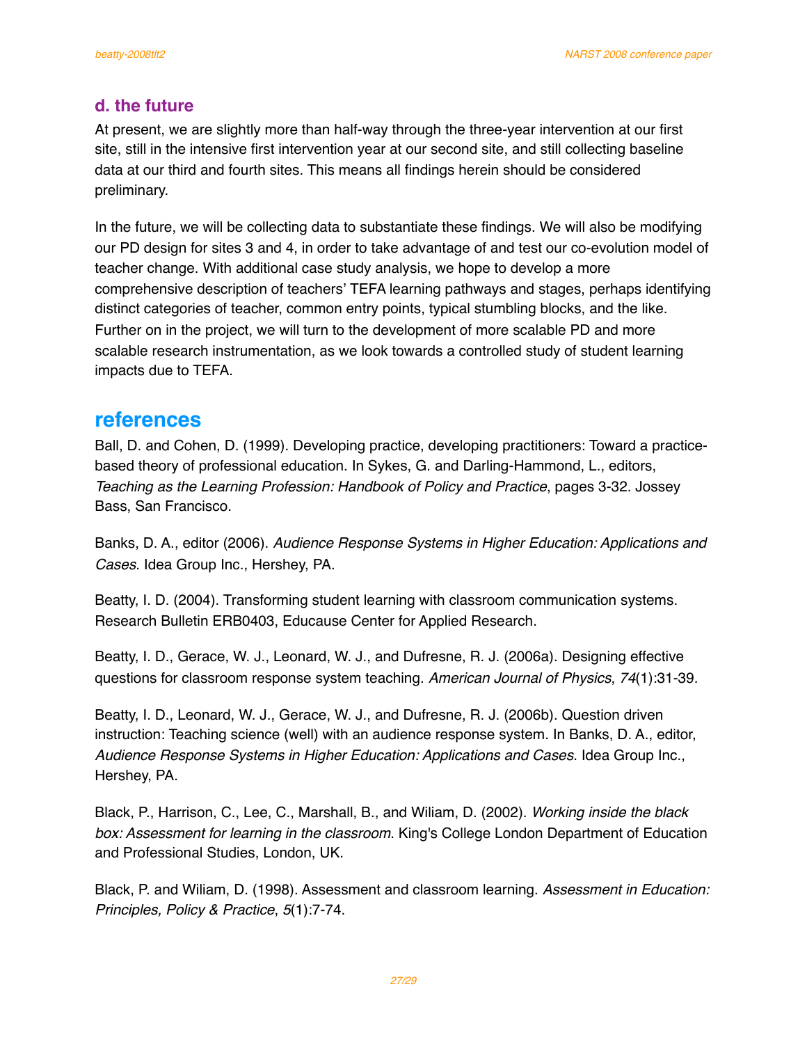### d. the future

At present, we are slightly more than half-way through the three-year intervention at our first site, still in the intensive first intervention year at our second site, and still collecting baseline data at our third and fourth sites. This means all findings herein should be considered preliminary.

In the future, we will be collecting data to substantiate these findings. We will also be modifying our PD design for sites 3 and 4, in order to take advantage of and test our co-evolution model of teacher change. With additional case study analysis, we hope to develop a more comprehensive description of teachers' TEFA learning pathways and stages, perhaps identifying distinct categories of teacher, common entry points, typical stumbling blocks, and the like. Further on in the project, we will turn to the development of more scalable PD and more scalable research instrumentation, as we look towards a controlled study of student learning impacts due to TEFA.

## references

Ball, D. and Cohen, D. (1999). Developing practice, developing practitioners: Toward a practice-based theory of professional education. In Sykes, G. and Darling-Hammond, L., editors, *Teaching as the Learning Profession: Handbook of Policy and Practice*, pages 3-32. Jossey Bass, San Francisco.

Banks, D. A., editor (2006). *Audience Response Systems in Higher Education: Applications and Cases*. Idea Group Inc., Hershey, PA.

Beatty, I. D. (2004). Transforming student learning with classroom communication systems. Research Bulletin ERB0403, Educause Center for Applied Research.

Beatty, I. D., Gerace, W. J., Leonard, W. J., and Dufresne, R. J. (2006a). Designing effective questions for classroom response system teaching. *American Journal of Physics*, *74*(1):31-39.

Beatty, I. D., Leonard, W. J., Gerace, W. J., and Dufresne, R. J. (2006b). Question driven instruction: Teaching science (well) with an audience response system. In Banks, D. A., editor, *Audience Response Systems in Higher Education: Applications and Cases*. Idea Group Inc., Hershey, PA.

Black, P., Harrison, C., Lee, C., Marshall, B., and Wiliam, D. (2002). *Working inside the black box: Assessment for learning in the classroom*. King's College London Department of Education and Professional Studies, London, UK.

Black, P. and Wiliam, D. (1998). Assessment and classroom learning. *Assessment in Education: Principles, Policy & Practice*, *5*(1):7-74.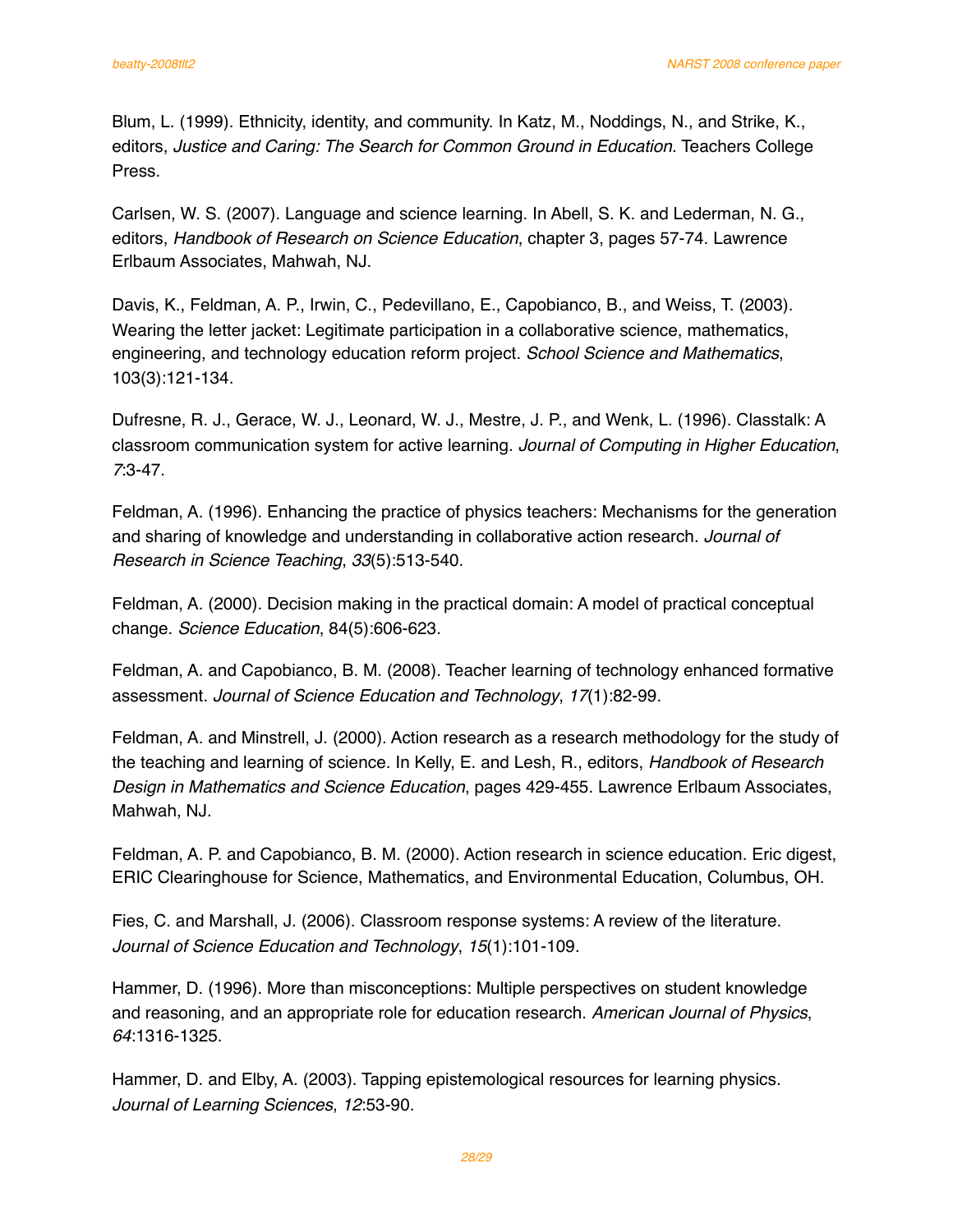Blum, L. (1999). Ethnicity, identity, and community. In Katz, M., Noddings, N., and Strike, K., editors, *Justice and Caring: The Search for Common Ground in Education*. Teachers College Press.

Carlsen, W. S. (2007). Language and science learning. In Abell, S. K. and Lederman, N. G., editors, *Handbook of Research on Science Education*, chapter 3, pages 57-74. Lawrence Erlbaum Associates, Mahwah, NJ.

Davis, K., Feldman, A. P., Irwin, C., Pedevillano, E., Capobianco, B., and Weiss, T. (2003). Wearing the letter jacket: Legitimate participation in a collaborative science, mathematics, engineering, and technology education reform project. *School Science and Mathematics*, 103(3):121-134.

Dufresne, R. J., Gerace, W. J., Leonard, W. J., Mestre, J. P., and Wenk, L. (1996). Classtalk: A classroom communication system for active learning. *Journal of Computing in Higher Education*, *7*:3-47.

Feldman, A. (1996). Enhancing the practice of physics teachers: Mechanisms for the generation and sharing of knowledge and understanding in collaborative action research. *Journal of Research in Science Teaching*, *33*(5):513-540.

Feldman, A. (2000). Decision making in the practical domain: A model of practical conceptual change. *Science Education*, 84(5):606-623.

Feldman, A. and Capobianco, B. M. (2008). Teacher learning of technology enhanced formative assessment. *Journal of Science Education and Technology*, *17*(1):82-99.

Feldman, A. and Minstrell, J. (2000). Action research as a research methodology for the study of the teaching and learning of science. In Kelly, E. and Lesh, R., editors, *Handbook of Research Design in Mathematics and Science Education*, pages 429-455. Lawrence Erlbaum Associates, Mahwah, NJ.

Feldman, A. P. and Capobianco, B. M. (2000). Action research in science education. Eric digest, ERIC Clearinghouse for Science, Mathematics, and Environmental Education, Columbus, OH.

Fies, C. and Marshall, J. (2006). Classroom response systems: A review of the literature. *Journal of Science Education and Technology*, *15*(1):101-109.

Hammer, D. (1996). More than misconceptions: Multiple perspectives on student knowledge and reasoning, and an appropriate role for education research. *American Journal of Physics*, *64*:1316-1325.

Hammer, D. and Elby, A. (2003). Tapping epistemological resources for learning physics. *Journal of Learning Sciences*, *12*:53-90.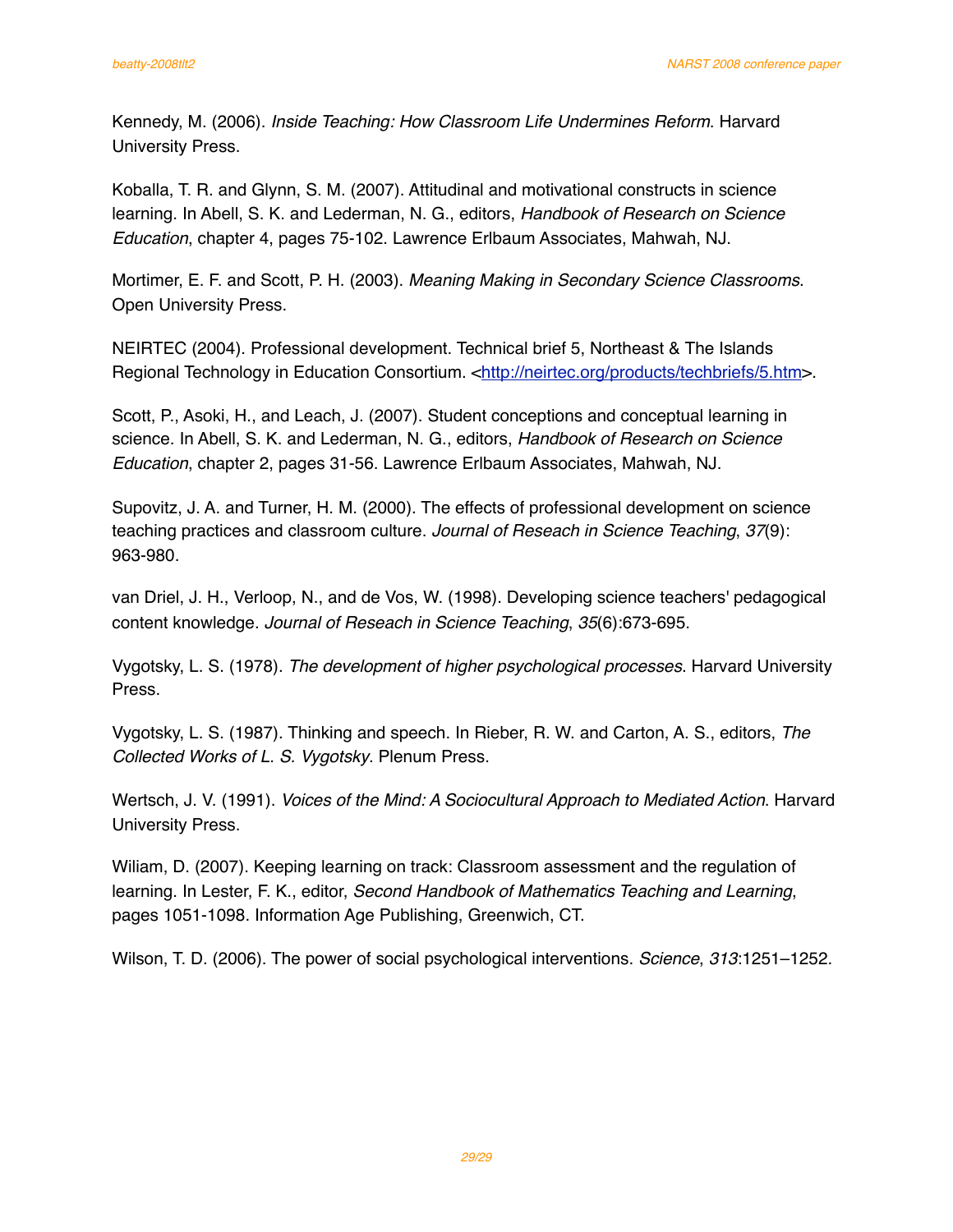Kennedy, M. (2006). *Inside Teaching: How Classroom Life Undermines Reform*. Harvard University Press.

Koballa, T. R. and Glynn, S. M. (2007). Attitudinal and motivational constructs in science learning. In Abell, S. K. and Lederman, N. G., editors, *Handbook of Research on Science Education*, chapter 4, pages 75-102. Lawrence Erlbaum Associates, Mahwah, NJ.

Mortimer, E. F. and Scott, P. H. (2003). *Meaning Making in Secondary Science Classrooms*. Open University Press.

NEIRTEC (2004). Professional development. Technical brief 5, Northeast & The Islands Regional Technology in Education Consortium. <http://neirtec.org/products/techbriefs/5.htm>.

Scott, P., Asoki, H., and Leach, J. (2007). Student conceptions and conceptual learning in science. In Abell, S. K. and Lederman, N. G., editors, *Handbook of Research on Science Education*, chapter 2, pages 31-56. Lawrence Erlbaum Associates, Mahwah, NJ.

Supovitz, J. A. and Turner, H. M. (2000). The effects of professional development on science teaching practices and classroom culture. *Journal of Reseach in Science Teaching*, *37*(9): 963-980.

van Driel, J. H., Verloop, N., and de Vos, W. (1998). Developing science teachers' pedagogical content knowledge. *Journal of Reseach in Science Teaching*, *35*(6):673-695.

Vygotsky, L. S. (1978). *The development of higher psychological processes*. Harvard University Press.

Vygotsky, L. S. (1987). Thinking and speech. In Rieber, R. W. and Carton, A. S., editors, *The Collected Works of L. S. Vygotsky*. Plenum Press.

Wertsch, J. V. (1991). *Voices of the Mind: A Sociocultural Approach to Mediated Action*. Harvard University Press.

Wiliam, D. (2007). Keeping learning on track: Classroom assessment and the regulation of learning. In Lester, F. K., editor, *Second Handbook of Mathematics Teaching and Learning*, pages 1051-1098. Information Age Publishing, Greenwich, CT.

Wilson, T. D. (2006). The power of social psychological interventions. *Science*, *313*:1251–1252.